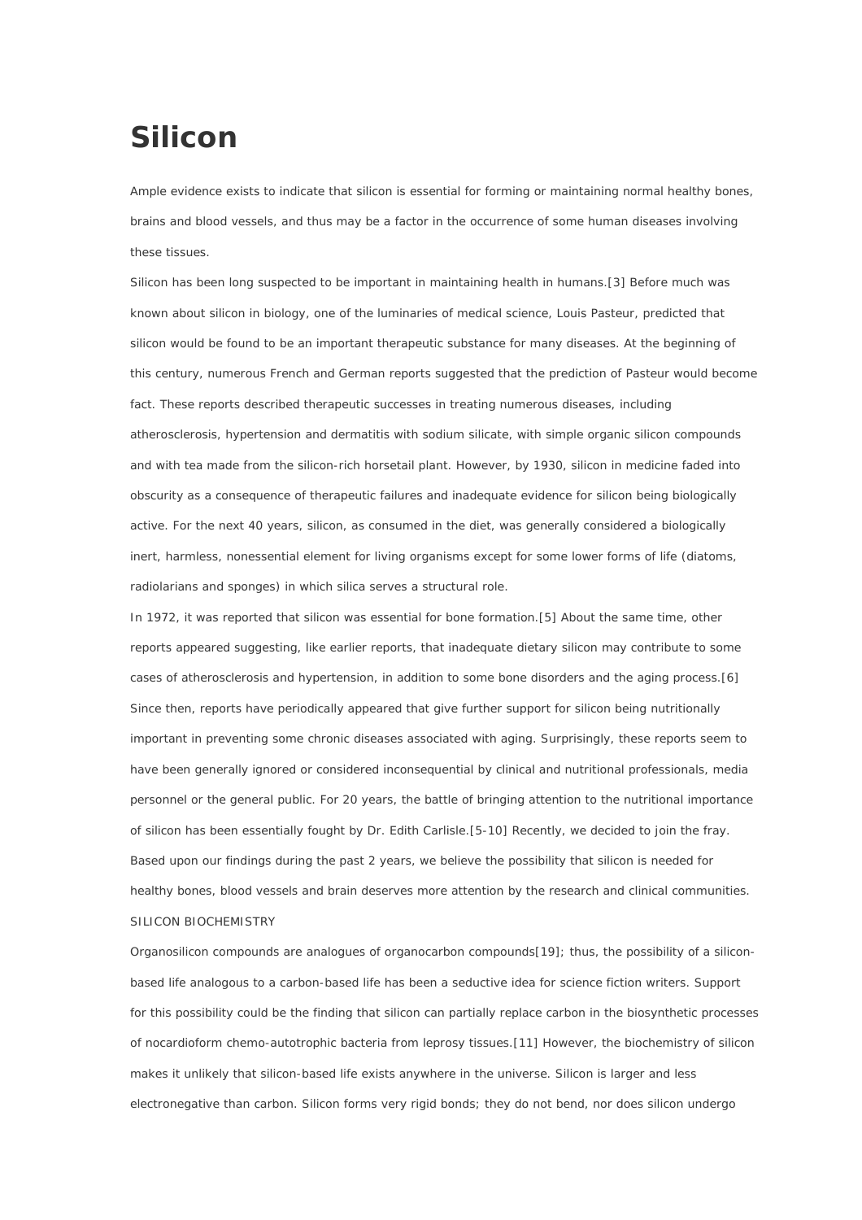# Silicon

Ample evidence exists to indicate that silicon is essential for forming or maintaining normal healthy bones, brains and blood vessels, and thus may be a factor in the occurrence of some human diseases involving these tissues.

Silicon has been long suspected to be important in maintaining health in humans.[3] Before much was known about silicon in biology, one of the luminaries of medical science, Louis Pasteur, predicted that silicon would be found to be an important therapeutic substance for many diseases. At the beginning of this century, numerous French and German reports suggested that the prediction of Pasteur would become fact. These reports described therapeutic successes in treating numerous diseases, including atherosclerosis, hypertension and dermatitis with sodium silicate, with simple organic silicon compounds and with tea made from the silicon-rich horsetail plant. However, by 1930, silicon in medicine faded into obscurity as a consequence of therapeutic failures and inadequate evidence for silicon being biologically active. For the next 40 years, silicon, as consumed in the diet, was generally considered a biologically inert, harmless, nonessential element for living organisms except for some lower forms of life (diatoms, radiolarians and sponges) in which silica serves a structural role.

In 1972, it was reported that silicon was essential for bone formation.[5] About the same time, other reports appeared suggesting, like earlier reports, that inadequate dietary silicon may contribute to some cases of atherosclerosis and hypertension, in addition to some bone disorders and the aging process.[6] Since then, reports have periodically appeared that give further support for silicon being nutritionally important in preventing some chronic diseases associated with aging. Surprisingly, these reports seem to have been generally ignored or considered inconsequential by clinical and nutritional professionals, media personnel or the general public. For 20 years, the battle of bringing attention to the nutritional importance of silicon has been essentially fought by Dr. Edith Carlisle.[5-10] Recently, we decided to join the fray. Based upon our findings during the past 2 years, we believe the possibility that silicon is needed for healthy bones, blood vessels and brain deserves more attention by the research and clinical communities.

SILICON BIOCHEMISTRY

Organosilicon compounds are analogues of organocarbon compounds[19]; thus, the possibility of a silicon-based life analogous to a carbon-based life has been a seductive idea for science fiction writers. Support for this possibility could be the finding that silicon can partially replace carbon in the biosynthetic processes of nocardioform chemo-autotrophic bacteria from leprosy tissues.[11] However, the biochemistry of silicon makes it unlikely that silicon-based life exists anywhere in the universe. Silicon is larger and less electronegative than carbon. Silicon forms very rigid bonds; they do not bend, nor does silicon undergo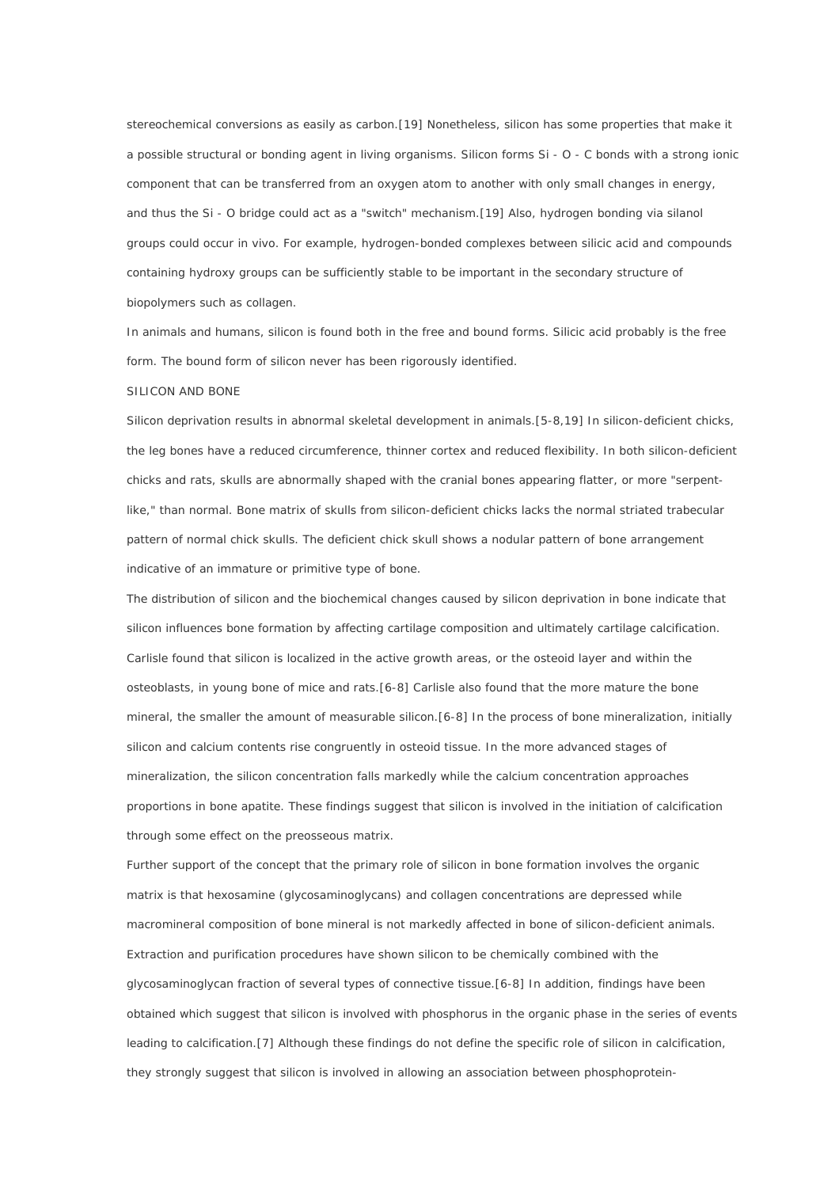stereochemical conversions as easily as carbon.[19] Nonetheless, silicon has some properties that make it a possible structural or bonding agent in living organisms. Silicon forms Si - O - C bonds with a strong ionic component that can be transferred from an oxygen atom to another with only small changes in energy, and thus the Si - O bridge could act as a "switch" mechanism.[19] Also, hydrogen bonding via silanol groups could occur in vivo. For example, hydrogen-bonded complexes between silicic acid and compounds containing hydroxy groups can be sufficiently stable to be important in the secondary structure of biopolymers such as collagen.

In animals and humans, silicon is found both in the free and bound forms. Silicic acid probably is the free form. The bound form of silicon never has been rigorously identified.

## SILICON AND BONE

Silicon deprivation results in abnormal skeletal development in animals.[5-8,19] In silicon-deficient chicks, the leg bones have a reduced circumference, thinner cortex and reduced flexibility. In both silicon-deficient chicks and rats, skulls are abnormally shaped with the cranial bones appearing flatter, or more "serpent-like," than normal. Bone matrix of skulls from silicon-deficient chicks lacks the normal striated trabecular pattern of normal chick skulls. The deficient chick skull shows a nodular pattern of bone arrangement indicative of an immature or primitive type of bone.

The distribution of silicon and the biochemical changes caused by silicon deprivation in bone indicate that silicon influences bone formation by affecting cartilage composition and ultimately cartilage calcification. Carlisle found that silicon is localized in the active growth areas, or the osteoid layer and within the osteoblasts, in young bone of mice and rats.[6-8] Carlisle also found that the more mature the bone mineral, the smaller the amount of measurable silicon.[6-8] In the process of bone mineralization, initially silicon and calcium contents rise congruently in osteoid tissue. In the more advanced stages of mineralization, the silicon concentration falls markedly while the calcium concentration approaches proportions in bone apatite. These findings suggest that silicon is involved in the initiation of calcification through some effect on the preosseous matrix.

Further support of the concept that the primary role of silicon in bone formation involves the organic matrix is that hexosamine (glycosaminoglycans) and collagen concentrations are depressed while macromineral composition of bone mineral is not markedly affected in bone of silicon-deficient animals. Extraction and purification procedures have shown silicon to be chemically combined with the glycosaminoglycan fraction of several types of connective tissue.[6-8] In addition, findings have been obtained which suggest that silicon is involved with phosphorus in the organic phase in the series of events leading to calcification.[7] Although these findings do not define the specific role of silicon in calcification, they strongly suggest that silicon is involved in allowing an association between phosphoprotein-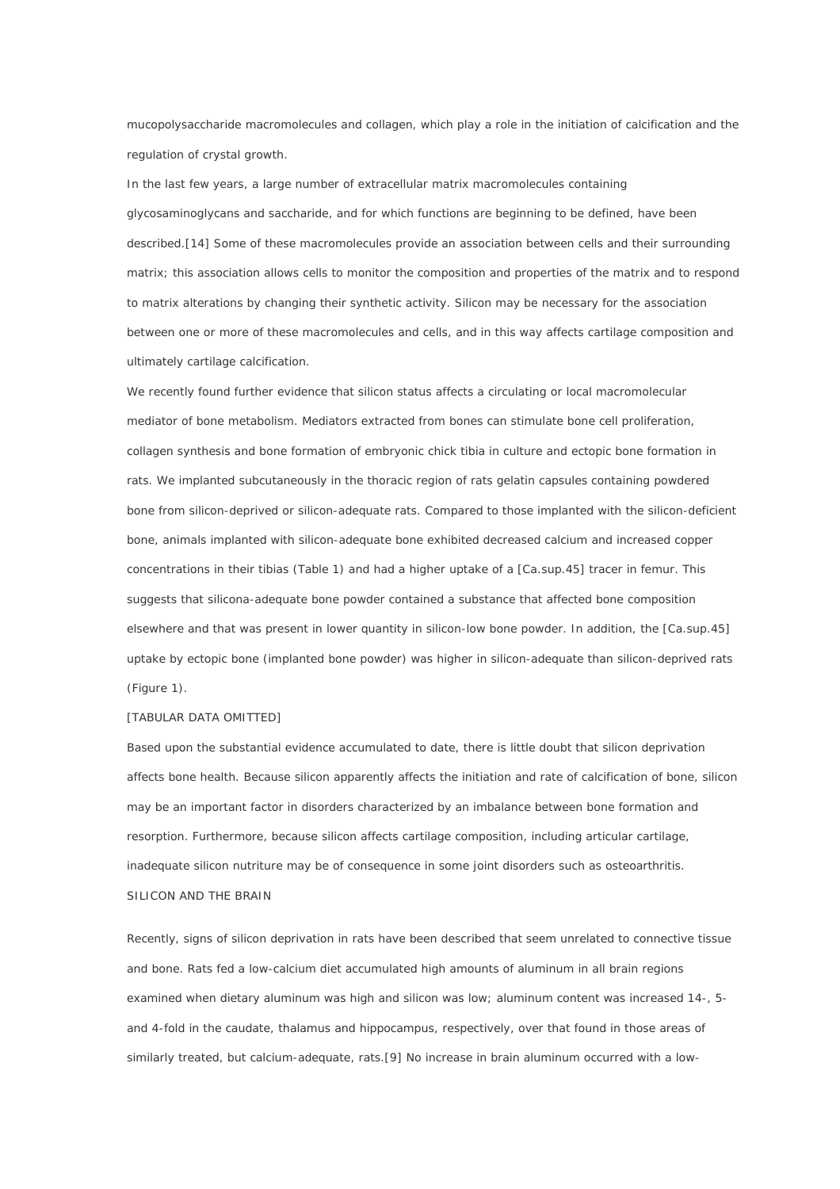mucopolysaccharide macromolecules and collagen, which play a role in the initiation of calcification and the regulation of crystal growth.

In the last few years, a large number of extracellular matrix macromolecules containing glycosaminoglycans and saccharide, and for which functions are beginning to be defined, have been described.[14] Some of these macromolecules provide an association between cells and their surrounding matrix; this association allows cells to monitor the composition and properties of the matrix and to respond to matrix alterations by changing their synthetic activity. Silicon may be necessary for the association between one or more of these macromolecules and cells, and in this way affects cartilage composition and ultimately cartilage calcification.

We recently found further evidence that silicon status affects a circulating or local macromolecular mediator of bone metabolism. Mediators extracted from bones can stimulate bone cell proliferation, collagen synthesis and bone formation of embryonic chick tibia in culture and ectopic bone formation in rats. We implanted subcutaneously in the thoracic region of rats gelatin capsules containing powdered bone from silicon-deprived or silicon-adequate rats. Compared to those implanted with the silicon-deficient bone, animals implanted with silicon-adequate bone exhibited decreased calcium and increased copper concentrations in their tibias (Table 1) and had a higher uptake of a [Ca.sup.45] tracer in femur. This suggests that silicona-adequate bone powder contained a substance that affected bone composition elsewhere and that was present in lower quantity in silicon-low bone powder. In addition, the [Ca.sup.45] uptake by ectopic bone (implanted bone powder) was higher in silicon-adequate than silicon-deprived rats (Figure 1).

[TABULAR DATA OMITTED]

Based upon the substantial evidence accumulated to date, there is little doubt that silicon deprivation affects bone health. Because silicon apparently affects the initiation and rate of calcification of bone, silicon may be an important factor in disorders characterized by an imbalance between bone formation and resorption. Furthermore, because silicon affects cartilage composition, including articular cartilage, inadequate silicon nutriture may be of consequence in some joint disorders such as osteoarthritis.

## SILICON AND THE BRAIN

Recently, signs of silicon deprivation in rats have been described that seem unrelated to connective tissue and bone. Rats fed a low-calcium diet accumulated high amounts of aluminum in all brain regions examined when dietary aluminum was high and silicon was low; aluminum content was increased 14-, 5- and 4-fold in the caudate, thalamus and hippocampus, respectively, over that found in those areas of similarly treated, but calcium-adequate, rats.[9] No increase in brain aluminum occurred with a low-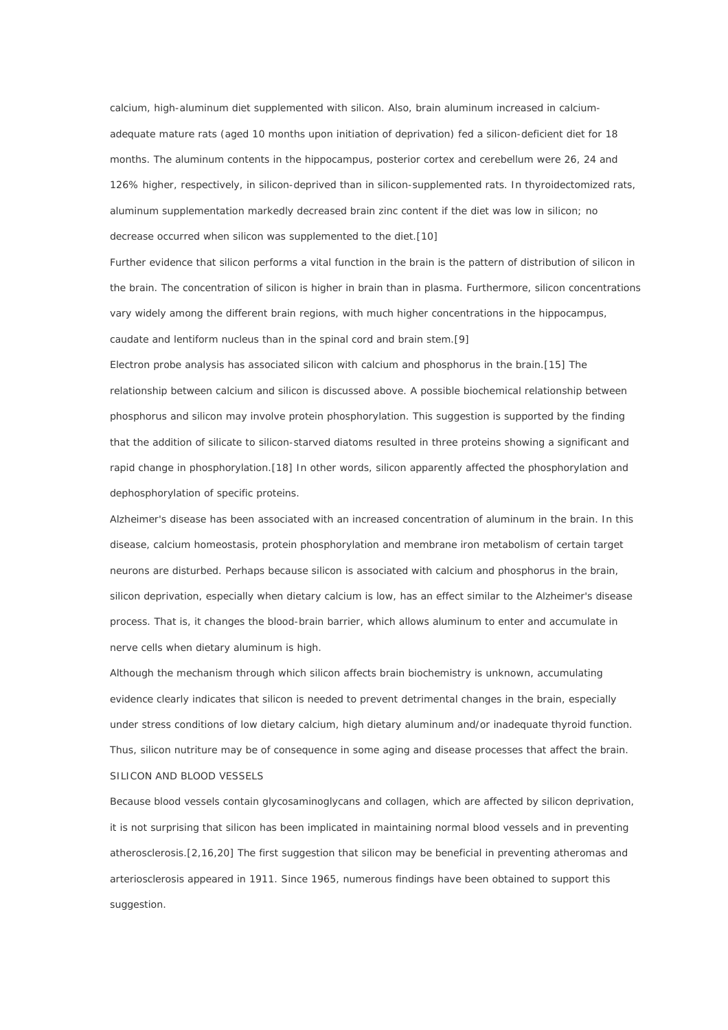calcium, high-aluminum diet supplemented with silicon. Also, brain aluminum increased in calcium-adequate mature rats (aged 10 months upon initiation of deprivation) fed a silicon-deficient diet for 18 months. The aluminum contents in the hippocampus, posterior cortex and cerebellum were 26, 24 and 126% higher, respectively, in silicon-deprived than in silicon-supplemented rats. In thyroidectomized rats, aluminum supplementation markedly decreased brain zinc content if the diet was low in silicon; no decrease occurred when silicon was supplemented to the diet.[10]

Further evidence that silicon performs a vital function in the brain is the pattern of distribution of silicon in the brain. The concentration of silicon is higher in brain than in plasma. Furthermore, silicon concentrations vary widely among the different brain regions, with much higher concentrations in the hippocampus, caudate and lentiform nucleus than in the spinal cord and brain stem.[9]

Electron probe analysis has associated silicon with calcium and phosphorus in the brain.[15] The relationship between calcium and silicon is discussed above. A possible biochemical relationship between phosphorus and silicon may involve protein phosphorylation. This suggestion is supported by the finding that the addition of silicate to silicon-starved diatoms resulted in three proteins showing a significant and rapid change in phosphorylation.[18] In other words, silicon apparently affected the phosphorylation and dephosphorylation of specific proteins.

Alzheimer's disease has been associated with an increased concentration of aluminum in the brain. In this disease, calcium homeostasis, protein phosphorylation and membrane iron metabolism of certain target neurons are disturbed. Perhaps because silicon is associated with calcium and phosphorus in the brain, silicon deprivation, especially when dietary calcium is low, has an effect similar to the Alzheimer's disease process. That is, it changes the blood-brain barrier, which allows aluminum to enter and accumulate in nerve cells when dietary aluminum is high.

Although the mechanism through which silicon affects brain biochemistry is unknown, accumulating evidence clearly indicates that silicon is needed to prevent detrimental changes in the brain, especially under stress conditions of low dietary calcium, high dietary aluminum and/or inadequate thyroid function. Thus, silicon nutriture may be of consequence in some aging and disease processes that affect the brain.

## SILICON AND BLOOD VESSELS

Because blood vessels contain glycosaminoglycans and collagen, which are affected by silicon deprivation, it is not surprising that silicon has been implicated in maintaining normal blood vessels and in preventing atherosclerosis.[2,16,20] The first suggestion that silicon may be beneficial in preventing atheromas and arteriosclerosis appeared in 1911. Since 1965, numerous findings have been obtained to support this suggestion.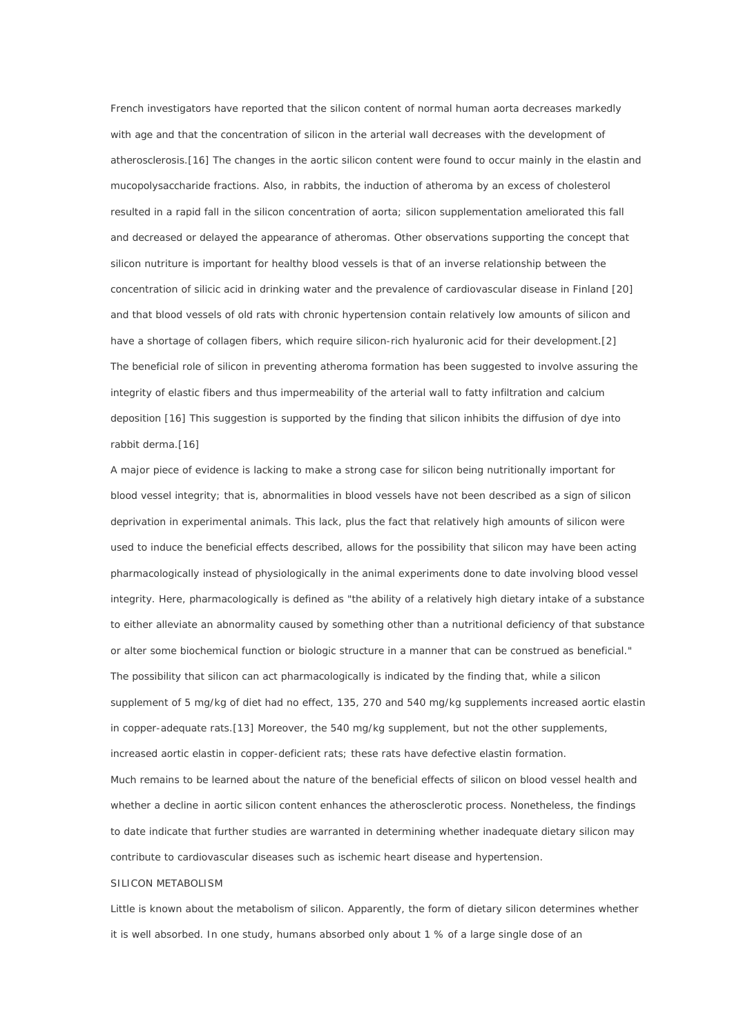French investigators have reported that the silicon content of normal human aorta decreases markedly with age and that the concentration of silicon in the arterial wall decreases with the development of atherosclerosis.[16] The changes in the aortic silicon content were found to occur mainly in the elastin and mucopolysaccharide fractions. Also, in rabbits, the induction of atheroma by an excess of cholesterol resulted in a rapid fall in the silicon concentration of aorta; silicon supplementation ameliorated this fall and decreased or delayed the appearance of atheromas. Other observations supporting the concept that silicon nutriture is important for healthy blood vessels is that of an inverse relationship between the concentration of silicic acid in drinking water and the prevalence of cardiovascular disease in Finland [20] and that blood vessels of old rats with chronic hypertension contain relatively low amounts of silicon and have a shortage of collagen fibers, which require silicon-rich hyaluronic acid for their development.[2] The beneficial role of silicon in preventing atheroma formation has been suggested to involve assuring the integrity of elastic fibers and thus impermeability of the arterial wall to fatty infiltration and calcium deposition [16] This suggestion is supported by the finding that silicon inhibits the diffusion of dye into rabbit derma.[16]

A major piece of evidence is lacking to make a strong case for silicon being nutritionally important for blood vessel integrity; that is, abnormalities in blood vessels have not been described as a sign of silicon deprivation in experimental animals. This lack, plus the fact that relatively high amounts of silicon were used to induce the beneficial effects described, allows for the possibility that silicon may have been acting pharmacologically instead of physiologically in the animal experiments done to date involving blood vessel integrity. Here, pharmacologically is defined as "the ability of a relatively high dietary intake of a substance to either alleviate an abnormality caused by something other than a nutritional deficiency of that substance or alter some biochemical function or biologic structure in a manner that can be construed as beneficial." The possibility that silicon can act pharmacologically is indicated by the finding that, while a silicon supplement of 5 mg/kg of diet had no effect, 135, 270 and 540 mg/kg supplements increased aortic elastin in copper-adequate rats.[13] Moreover, the 540 mg/kg supplement, but not the other supplements, increased aortic elastin in copper-deficient rats; these rats have defective elastin formation.

Much remains to be learned about the nature of the beneficial effects of silicon on blood vessel health and whether a decline in aortic silicon content enhances the atherosclerotic process. Nonetheless, the findings to date indicate that further studies are warranted in determining whether inadequate dietary silicon may contribute to cardiovascular diseases such as ischemic heart disease and hypertension.

## SILICON METABOLISM

Little is known about the metabolism of silicon. Apparently, the form of dietary silicon determines whether it is well absorbed. In one study, humans absorbed only about 1 % of a large single dose of an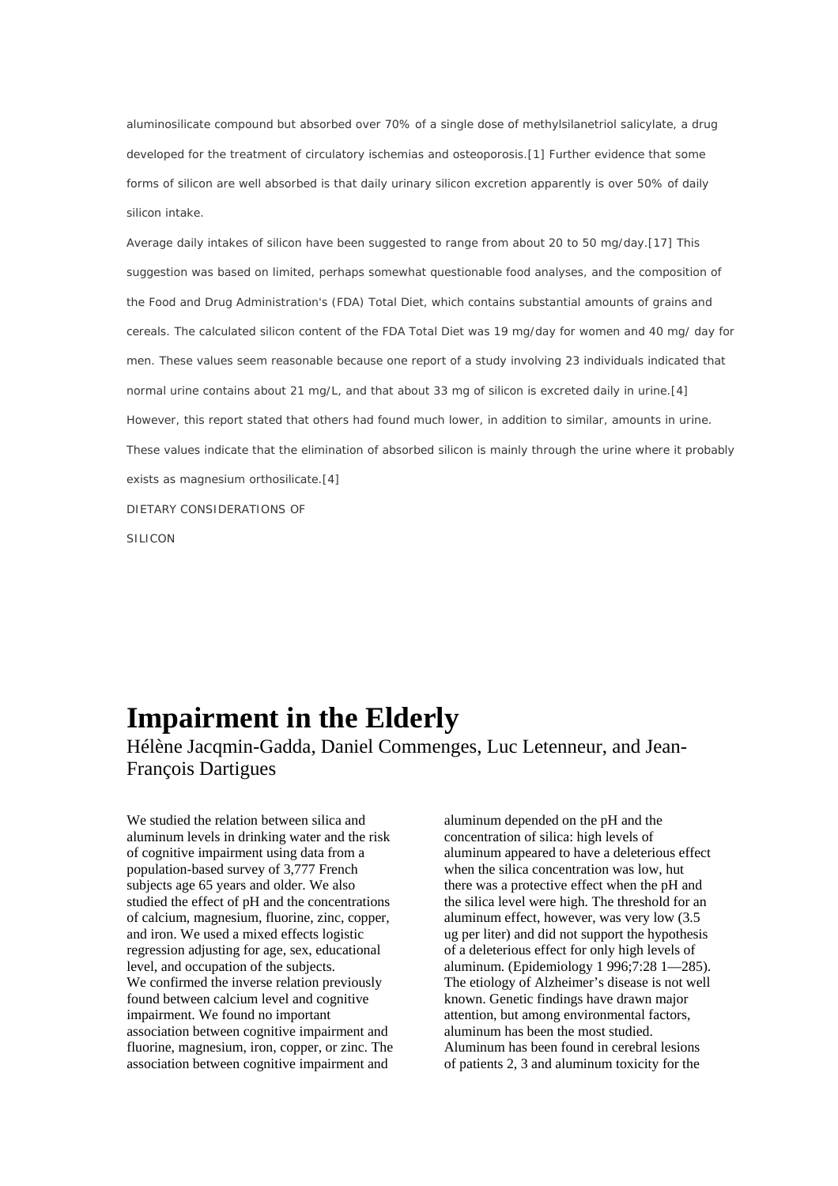aluminosilicate compound but absorbed over 70% of a single dose of methylsilanetriol salicylate, a drug developed for the treatment of circulatory ischemias and osteoporosis.[1] Further evidence that some forms of silicon are well absorbed is that daily urinary silicon excretion apparently is over 50% of daily silicon intake.

Average daily intakes of silicon have been suggested to range from about 20 to 50 mg/day.[17] This suggestion was based on limited, perhaps somewhat questionable food analyses, and the composition of the Food and Drug Administration's (FDA) Total Diet, which contains substantial amounts of grains and cereals. The calculated silicon content of the FDA Total Diet was 19 mg/day for women and 40 mg/ day for men. These values seem reasonable because one report of a study involving 23 individuals indicated that normal urine contains about 21 mg/L, and that about 33 mg of silicon is excreted daily in urine.[4] However, this report stated that others had found much lower, in addition to similar, amounts in urine. These values indicate that the elimination of absorbed silicon is mainly through the urine where it probably exists as magnesium orthosilicate.[4]

DIETARY CONSIDERATIONS OF

SILICON

# Impairment in the Elderly

Hélène Jacqmin-Gadda, Daniel Commenges, Luc Letenneur, and Jean-François Dartigues

We studied the relation between silica and aluminum levels in drinking water and the risk of cognitive impairment using data from a population-based survey of 3,777 French subjects age 65 years and older. We also studied the effect of pH and the concentrations of calcium, magnesium, fluorine, zinc, copper, and iron. We used a mixed effects logistic regression adjusting for age, sex, educational level, and occupation of the subjects.
We confirmed the inverse relation previously found between calcium level and cognitive impairment. We found no important association between cognitive impairment and fluorine, magnesium, iron, copper, or zinc. The association between cognitive impairment and aluminum depended on the pH and the concentration of silica: high levels of aluminum appeared to have a deleterious effect when the silica concentration was low, hut there was a protective effect when the pH and the silica level were high. The threshold for an aluminum effect, however, was very low (3.5 ug per liter) and did not support the hypothesis of a deleterious effect for only high levels of aluminum. (Epidemiology 1 996;7:28 1—285).
The etiology of Alzheimer's disease is not well known. Genetic findings have drawn major attention, but among environmental factors, aluminum has been the most studied. Aluminum has been found in cerebral lesions of patients 2, 3 and aluminum toxicity for the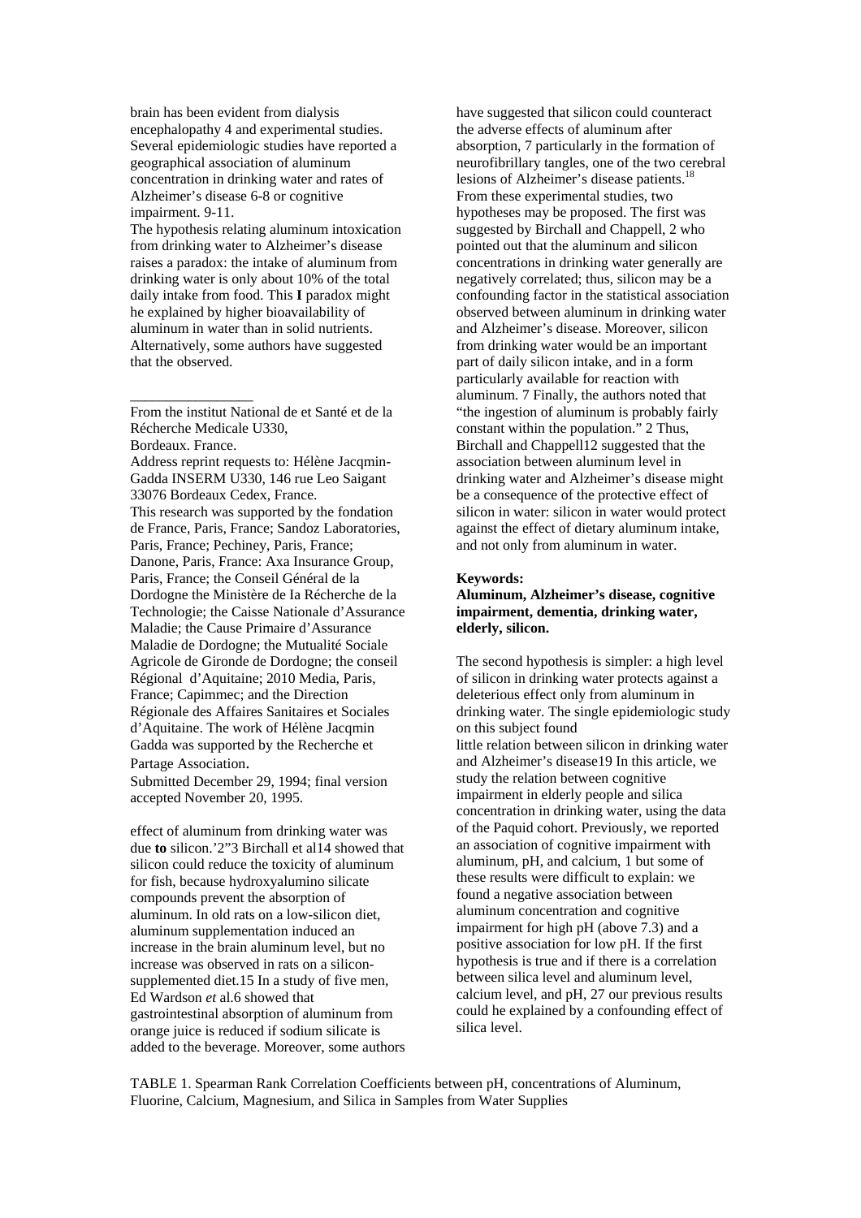brain has been evident from dialysis encephalopathy 4 and experimental studies. Several epidemiologic studies have reported a geographical association of aluminum concentration in drinking water and rates of Alzheimer's disease 6-8 or cognitive impairment. 9-11.

The hypothesis relating aluminum intoxication from drinking water to Alzheimer's disease raises a paradox: the intake of aluminum from drinking water is only about 10% of the total daily intake from food. This **I** paradox might he explained by higher bioavailability of aluminum in water than in solid nutrients. Alternatively, some authors have suggested that the observed.

_________________

From the institut National de et Santé et de la Récherche Medicale U330, Bordeaux. France.

Address reprint requests to: Hélène Jacqmin-Gadda INSERM U330, 146 rue Leo Saigant 33076 Bordeaux Cedex, France.

This research was supported by the fondation de France, Paris, France; Sandoz Laboratories, Paris, France; Pechiney, Paris, France; Danone, Paris, France: Axa Insurance Group, Paris, France; the Conseil Général de la Dordogne the Ministère de Ia Récherche de la Technologie; the Caisse Nationale d'Assurance Maladie; the Cause Primaire d'Assurance Maladie de Dordogne; the Mutualité Sociale Agricole de Gironde de Dordogne; the conseil Régional d'Aquitaine; 2010 Media, Paris, France; Capimmec; and the Direction Régionale des Affaires Sanitaires et Sociales d'Aquitaine. The work of Hélène Jacqmin Gadda was supported by the Recherche et Partage Association.

Submitted December 29, 1994; final version accepted November 20, 1995.

effect of aluminum from drinking water was due **to** silicon.'2"3 Birchall et al14 showed that silicon could reduce the toxicity of aluminum for fish, because hydroxyalumino silicate compounds prevent the absorption of aluminum. In old rats on a low-silicon diet, aluminum supplementation induced an increase in the brain aluminum level, but no increase was observed in rats on a silicon-supplemented diet.15 In a study of five men, Ed Wardson *et* al.6 showed that gastrointestinal absorption of aluminum from orange juice is reduced if sodium silicate is added to the beverage. Moreover, some authors have suggested that silicon could counteract the adverse effects of aluminum after absorption, 7 particularly in the formation of neurofibrillary tangles, one of the two cerebral lesions of Alzheimer's disease patients.[18] From these experimental studies, two hypotheses may be proposed. The first was suggested by Birchall and Chappell, 2 who pointed out that the aluminum and silicon concentrations in drinking water generally are negatively correlated; thus, silicon may be a confounding factor in the statistical association observed between aluminum in drinking water and Alzheimer's disease. Moreover, silicon from drinking water would be an important part of daily silicon intake, and in a form particularly available for reaction with aluminum. 7 Finally, the authors noted that "the ingestion of aluminum is probably fairly constant within the population." 2 Thus, Birchall and Chappell12 suggested that the association between aluminum level in drinking water and Alzheimer's disease might be a consequence of the protective effect of silicon in water: silicon in water would protect against the effect of dietary aluminum intake, and not only from aluminum in water.

**Keywords:**
**Aluminum, Alzheimer's disease, cognitive impairment, dementia, drinking water, elderly, silicon.**

The second hypothesis is simpler: a high level of silicon in drinking water protects against a deleterious effect only from aluminum in drinking water. The single epidemiologic study on this subject found little relation between silicon in drinking water and Alzheimer's disease19 In this article, we study the relation between cognitive impairment in elderly people and silica concentration in drinking water, using the data of the Paquid cohort. Previously, we reported an association of cognitive impairment with aluminum, pH, and calcium, 1 but some of these results were difficult to explain: we found a negative association between aluminum concentration and cognitive impairment for high pH (above 7.3) and a positive association for low pH. If the first hypothesis is true and if there is a correlation between silica level and aluminum level, calcium level, and pH, 27 our previous results could he explained by a confounding effect of silica level.

TABLE 1. Spearman Rank Correlation Coefficients between pH, concentrations of Aluminum, Fluorine, Calcium, Magnesium, and Silica in Samples from Water Supplies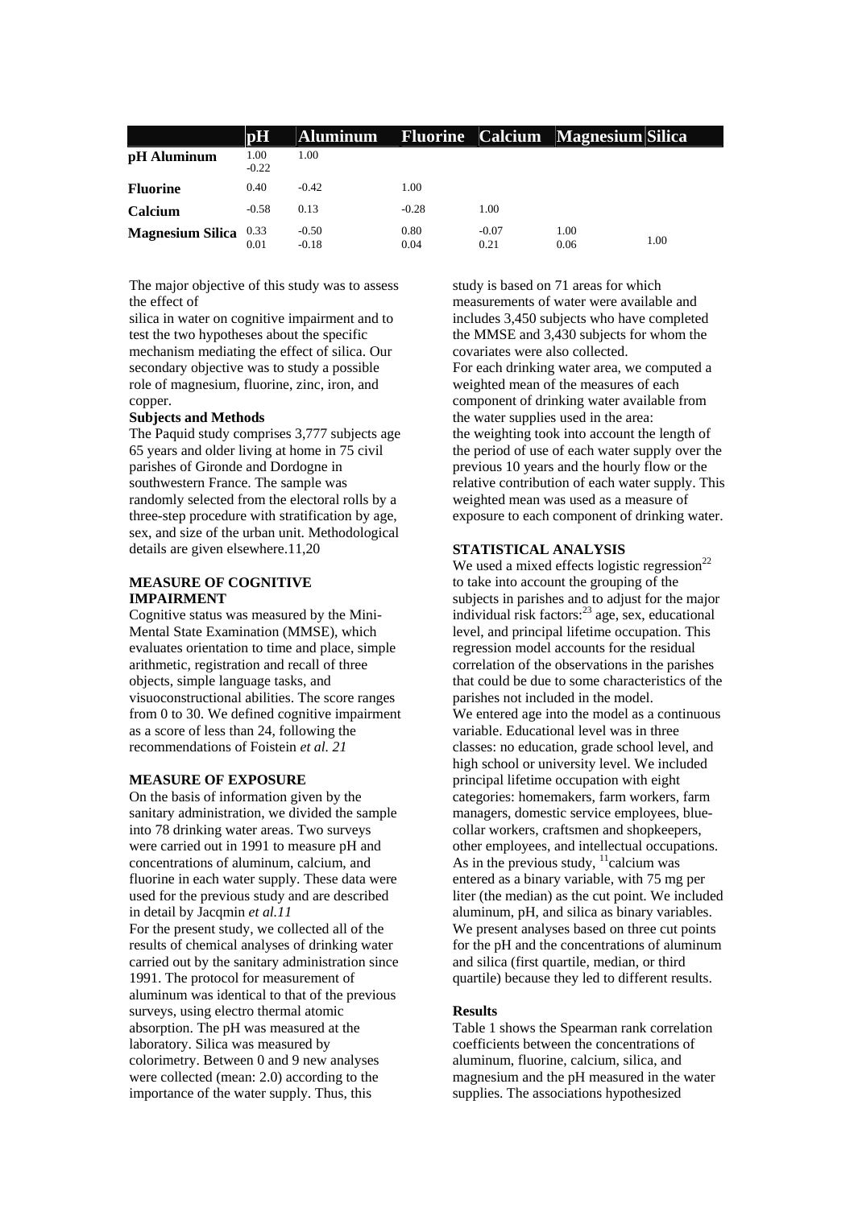| | pH | Aluminum | Fluorine | Calcium | Magnesium | Silica |
|---|---|---|---|---|---|---|
| **pH** | 1.00 | | | | | |
| **Aluminum** | -0.22 | 1.00 | | | | |
| **Fluorine** | 0.40 | -0.42 | 1.00 | | | |
| **Calcium** | -0.58 | 0.13 | -0.28 | 1.00 | | |
| **Magnesium** | 0.33 | -0.50 | 0.80 | -0.07 | 1.00 | |
| **Silica** | 0.01 | -0.18 | 0.04 | 0.21 | 0.06 | 1.00 |

The major objective of this study was to assess the effect of silica in water on cognitive impairment and to test the two hypotheses about the specific mechanism mediating the effect of silica. Our secondary objective was to study a possible role of magnesium, fluorine, zinc, iron, and copper.

**Subjects and Methods**

The Paquid study comprises 3,777 subjects age 65 years and older living at home in 75 civil parishes of Gironde and Dordogne in southwestern France. The sample was randomly selected from the electoral rolls by a three-step procedure with stratification by age, sex, and size of the urban unit. Methodological details are given elsewhere.11,20

**MEASURE OF COGNITIVE IMPAIRMENT**

Cognitive status was measured by the Mini-Mental State Examination (MMSE), which evaluates orientation to time and place, simple arithmetic, registration and recall of three objects, simple language tasks, and visuoconstructional abilities. The score ranges from 0 to 30. We defined cognitive impairment as a score of less than 24, following the recommendations of Foistein *et al. 21*

**MEASURE OF EXPOSURE**

On the basis of information given by the sanitary administration, we divided the sample into 78 drinking water areas. Two surveys were carried out in 1991 to measure pH and concentrations of aluminum, calcium, and fluorine in each water supply. These data were used for the previous study and are described in detail by Jacqmin *et al.11*

For the present study, we collected all of the results of chemical analyses of drinking water carried out by the sanitary administration since 1991. The protocol for measurement of aluminum was identical to that of the previous surveys, using electro thermal atomic absorption. The pH was measured at the laboratory. Silica was measured by colorimetry. Between 0 and 9 new analyses were collected (mean: 2.0) according to the importance of the water supply. Thus, this study is based on 71 areas for which measurements of water were available and includes 3,450 subjects who have completed the MMSE and 3,430 subjects for whom the covariates were also collected.

For each drinking water area, we computed a weighted mean of the measures of each component of drinking water available from the water supplies used in the area: the weighting took into account the length of the period of use of each water supply over the previous 10 years and the hourly flow or the relative contribution of each water supply. This weighted mean was used as a measure of exposure to each component of drinking water.

**STATISTICAL ANALYSIS**

We used a mixed effects logistic regression[22] to take into account the grouping of the subjects in parishes and to adjust for the major individual risk factors:[23] age, sex, educational level, and principal lifetime occupation. This regression model accounts for the residual correlation of the observations in the parishes that could be due to some characteristics of the parishes not included in the model.

We entered age into the model as a continuous variable. Educational level was in three classes: no education, grade school level, and high school or university level. We included principal lifetime occupation with eight categories: homemakers, farm workers, farm managers, domestic service employees, blue-collar workers, craftsmen and shopkeepers, other employees, and intellectual occupations. As in the previous study, [11]calcium was entered as a binary variable, with 75 mg per liter (the median) as the cut point. We included aluminum, pH, and silica as binary variables. We present analyses based on three cut points for the pH and the concentrations of aluminum and silica (first quartile, median, or third quartile) because they led to different results.

**Results**

Table 1 shows the Spearman rank correlation coefficients between the concentrations of aluminum, fluorine, calcium, silica, and magnesium and the pH measured in the water supplies. The associations hypothesized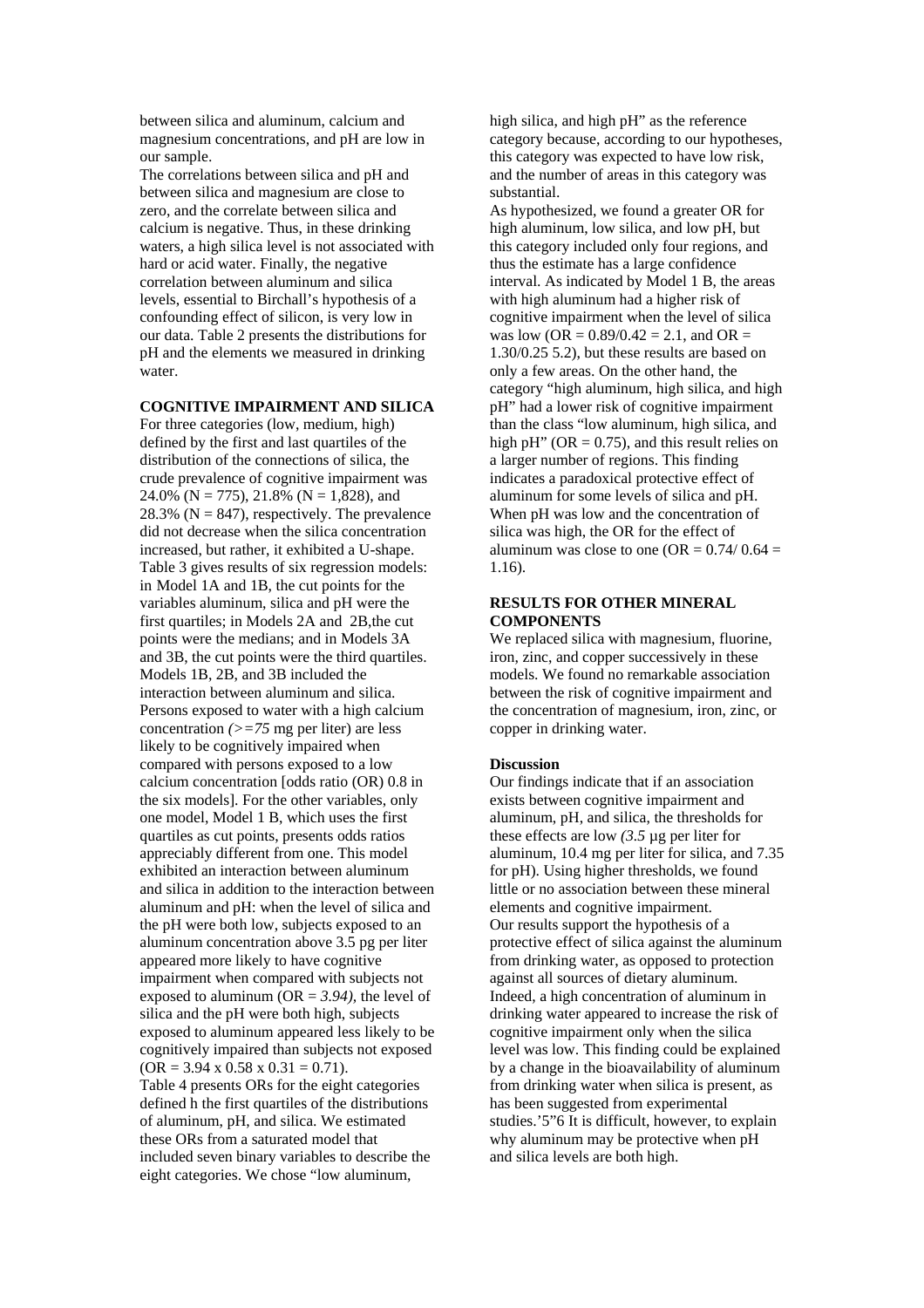between silica and aluminum, calcium and magnesium concentrations, and pH are low in our sample.

The correlations between silica and pH and between silica and magnesium are close to zero, and the correlate between silica and calcium is negative. Thus, in these drinking waters, a high silica level is not associated with hard or acid water. Finally, the negative correlation between aluminum and silica levels, essential to Birchall's hypothesis of a confounding effect of silicon, is very low in our data. Table 2 presents the distributions for pH and the elements we measured in drinking water.

**COGNITIVE IMPAIRMENT AND SILICA**

For three categories (low, medium, high) defined by the first and last quartiles of the distribution of the connections of silica, the crude prevalence of cognitive impairment was 24.0% (N = 775), 21.8% (N = 1,828), and 28.3% (N = 847), respectively. The prevalence did not decrease when the silica concentration increased, but rather, it exhibited a U-shape. Table 3 gives results of six regression models: in Model 1A and 1B, the cut points for the variables aluminum, silica and pH were the first quartiles; in Models 2A and 2B,the cut points were the medians; and in Models 3A and 3B, the cut points were the third quartiles. Models 1B, 2B, and 3B included the interaction between aluminum and silica. Persons exposed to water with a high calcium concentration *(>=75* mg per liter) are less likely to be cognitively impaired when compared with persons exposed to a low calcium concentration [odds ratio (OR) 0.8 in the six models]. For the other variables, only one model, Model 1 B, which uses the first quartiles as cut points, presents odds ratios appreciably different from one. This model exhibited an interaction between aluminum and silica in addition to the interaction between aluminum and pH: when the level of silica and the pH were both low, subjects exposed to an aluminum concentration above 3.5 pg per liter appeared more likely to have cognitive impairment when compared with subjects not exposed to aluminum (OR = *3.94),* the level of silica and the pH were both high, subjects exposed to aluminum appeared less likely to be cognitively impaired than subjects not exposed (OR = 3.94 x 0.58 x 0.31 = 0.71).

Table 4 presents ORs for the eight categories defined h the first quartiles of the distributions of aluminum, pH, and silica. We estimated these ORs from a saturated model that included seven binary variables to describe the eight categories. We chose "low aluminum, high silica, and high pH" as the reference category because, according to our hypotheses, this category was expected to have low risk, and the number of areas in this category was substantial.

As hypothesized, we found a greater OR for high aluminum, low silica, and low pH, but this category included only four regions, and thus the estimate has a large confidence interval. As indicated by Model 1 B, the areas with high aluminum had a higher risk of cognitive impairment when the level of silica was low (OR = 0.89/0.42 = 2.1, and OR = 1.30/0.25 5.2), but these results are based on only a few areas. On the other hand, the category "high aluminum, high silica, and high pH" had a lower risk of cognitive impairment than the class "low aluminum, high silica, and high pH" (OR = 0.75), and this result relies on a larger number of regions. This finding indicates a paradoxical protective effect of aluminum for some levels of silica and pH. When pH was low and the concentration of silica was high, the OR for the effect of aluminum was close to one (OR = 0.74/ 0.64 = 1.16).

**RESULTS FOR OTHER MINERAL COMPONENTS**

We replaced silica with magnesium, fluorine, iron, zinc, and copper successively in these models. We found no remarkable association between the risk of cognitive impairment and the concentration of magnesium, iron, zinc, or copper in drinking water.

**Discussion**

Our findings indicate that if an association exists between cognitive impairment and aluminum, pH, and silica, the thresholds for these effects are low *(3.5* µg per liter for aluminum, 10.4 mg per liter for silica, and 7.35 for pH). Using higher thresholds, we found little or no association between these mineral elements and cognitive impairment.

Our results support the hypothesis of a protective effect of silica against the aluminum from drinking water, as opposed to protection against all sources of dietary aluminum. Indeed, a high concentration of aluminum in drinking water appeared to increase the risk of cognitive impairment only when the silica level was low. This finding could be explained by a change in the bioavailability of aluminum from drinking water when silica is present, as has been suggested from experimental studies.'5"6 It is difficult, however, to explain why aluminum may be protective when pH and silica levels are both high.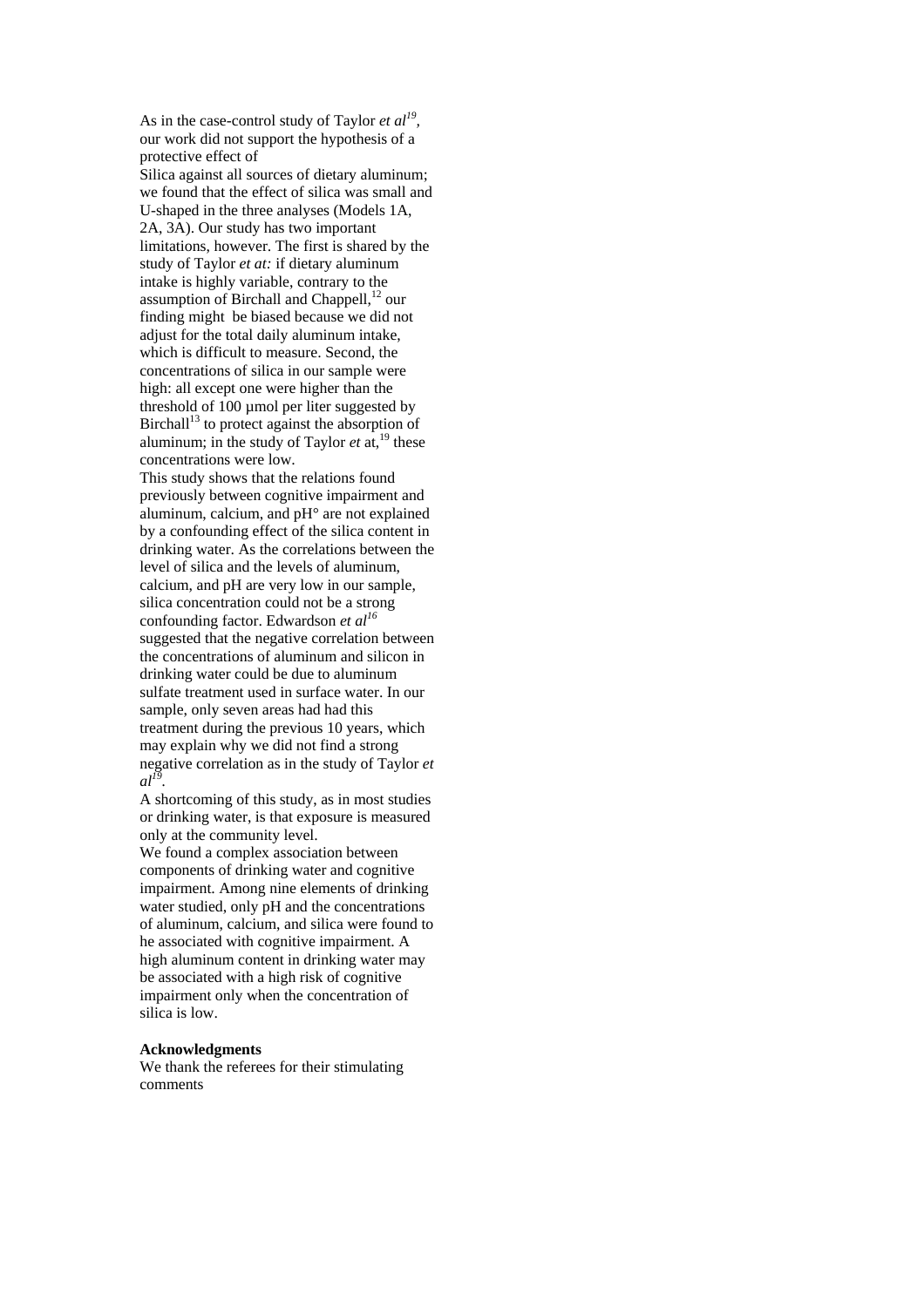As in the case-control study of Taylor *et al*[19], our work did not support the hypothesis of a protective effect of Silica against all sources of dietary aluminum; we found that the effect of silica was small and U-shaped in the three analyses (Models 1A, 2A, 3A). Our study has two important limitations, however. The first is shared by the study of Taylor *et at:* if dietary aluminum intake is highly variable, contrary to the assumption of Birchall and Chappell,[12] our finding might be biased because we did not adjust for the total daily aluminum intake, which is difficult to measure. Second, the concentrations of silica in our sample were high: all except one were higher than the threshold of 100 µmol per liter suggested by Birchall[13] to protect against the absorption of aluminum; in the study of Taylor *et* at,[19] these concentrations were low.

This study shows that the relations found previously between cognitive impairment and aluminum, calcium, and pH° are not explained by a confounding effect of the silica content in drinking water. As the correlations between the level of silica and the levels of aluminum, calcium, and pH are very low in our sample, silica concentration could not be a strong confounding factor. Edwardson *et al*[16] suggested that the negative correlation between the concentrations of aluminum and silicon in drinking water could be due to aluminum sulfate treatment used in surface water. In our sample, only seven areas had had this treatment during the previous 10 years, which may explain why we did not find a strong negative correlation as in the study of Taylor *et al*[19].

A shortcoming of this study, as in most studies or drinking water, is that exposure is measured only at the community level.

We found a complex association between components of drinking water and cognitive impairment. Among nine elements of drinking water studied, only pH and the concentrations of aluminum, calcium, and silica were found to he associated with cognitive impairment. A high aluminum content in drinking water may be associated with a high risk of cognitive impairment only when the concentration of silica is low.

**Acknowledgments**

We thank the referees for their stimulating comments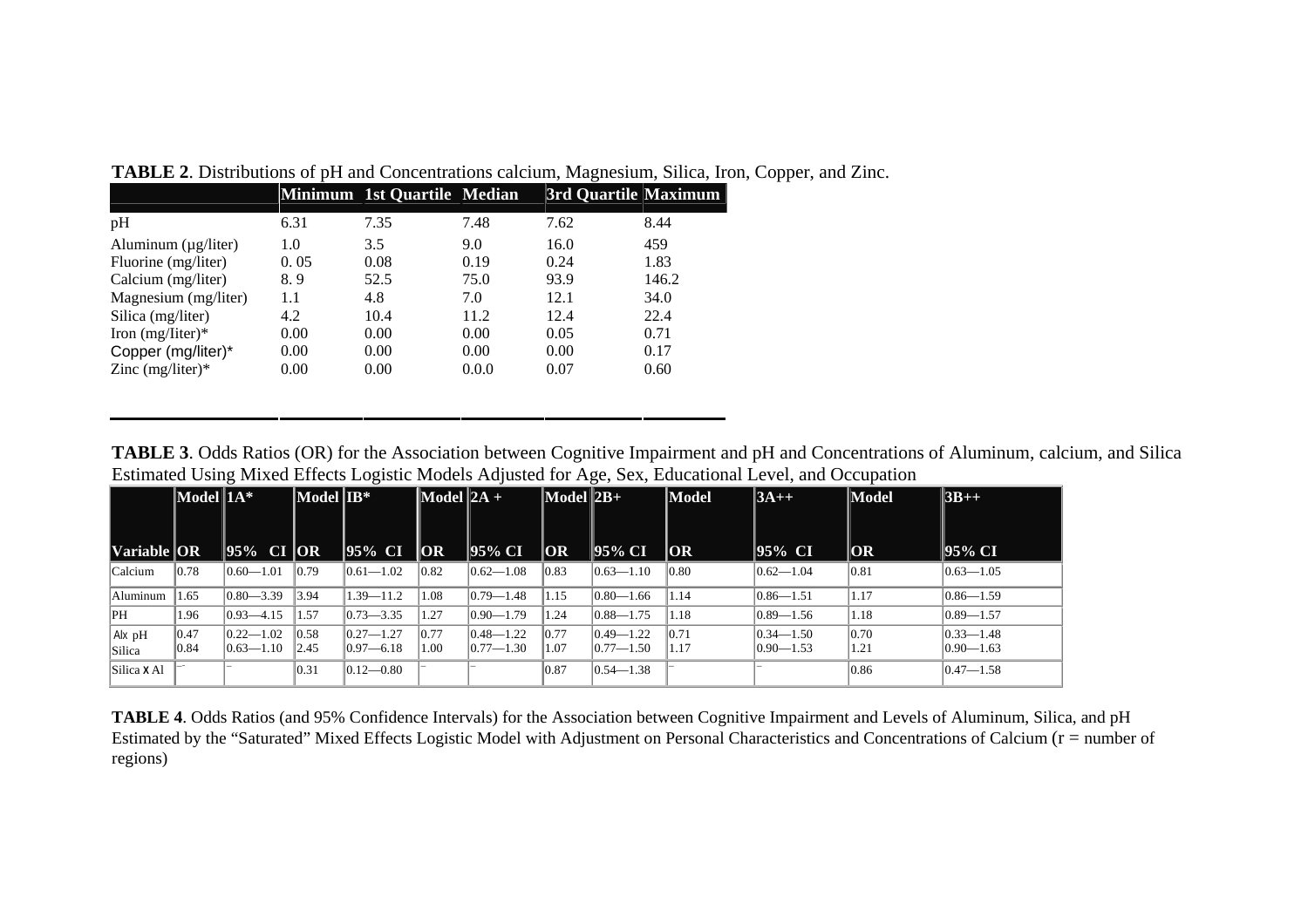**TABLE 2**. Distributions of pH and Concentrations calcium, Magnesium, Silica, Iron, Copper, and Zinc.

| | Minimum | 1st Quartile | Median | 3rd Quartile | Maximum |
|---|---|---|---|---|---|
| pH | 6.31 | 7.35 | 7.48 | 7.62 | 8.44 |
| Aluminum (µg/liter) | 1.0 | 3.5 | 9.0 | 16.0 | 459 |
| Fluorine (mg/liter) | 0. 05 | 0.08 | 0.19 | 0.24 | 1.83 |
| Calcium (mg/liter) | 8. 9 | 52.5 | 75.0 | 93.9 | 146.2 |
| Magnesium (mg/liter) | 1.1 | 4.8 | 7.0 | 12.1 | 34.0 |
| Silica (mg/liter) | 4.2 | 10.4 | 11.2 | 12.4 | 22.4 |
| Iron (mg/Iiter)* | 0.00 | 0.00 | 0.00 | 0.05 | 0.71 |
| Copper (mg/liter)* | 0.00 | 0.00 | 0.00 | 0.00 | 0.17 |
| Zinc (mg/liter)* | 0.00 | 0.00 | 0.0.0 | 0.07 | 0.60 |

**TABLE 3**. Odds Ratios (OR) for the Association between Cognitive Impairment and pH and Concentrations of Aluminum, calcium, and Silica Estimated Using Mixed Effects Logistic Models Adjusted for Age, Sex, Educational Level, and Occupation

| | Model | 1A* | Model | IB* | Model | 2A + | Model | 2B+ | Model | 3A++ | Model | 3B++ |
|---|---|---|---|---|---|---|---|---|---|---|---|---|
| Variable | OR | 95% CI | OR | 95% CI | OR | 95% CI | OR | 95% CI | OR | 95% CI | OR | 95% CI |
| Calcium | 0.78 | 0.60—1.01 | 0.79 | 0.61—1.02 | 0.82 | 0.62—1.08 | 0.83 | 0.63—1.10 | 0.80 | 0.62—1.04 | 0.81 | 0.63—1.05 |
| Aluminum | 1.65 | 0.80—3.39 | 3.94 | 1.39—11.2 | 1.08 | 0.79—1.48 | 1.15 | 0.80—1.66 | 1.14 | 0.86—1.51 | 1.17 | 0.86—1.59 |
| PH | 1.96 | 0.93—4.15 | 1.57 | 0.73—3.35 | 1.27 | 0.90—1.79 | 1.24 | 0.88—1.75 | 1.18 | 0.89—1.56 | 1.18 | 0.89—1.57 |
| Alx pH | 0.47 | 0.22—1.02 | 0.58 | 0.27—1.27 | 0.77 | 0.48—1.22 | 0.77 | 0.49—1.22 | 0.71 | 0.34—1.50 | 0.70 | 0.33—1.48 |
| Silica | 0.84 | 0.63—1.10 | 2.45 | 0.97—6.18 | 1.00 | 0.77—1.30 | 1.07 | 0.77—1.50 | 1.17 | 0.90—1.53 | 1.21 | 0.90—1.63 |
| Silica x Al | – | – | 0.31 | 0.12—0.80 | – | – | 0.87 | 0.54—1.38 | – | – | 0.86 | 0.47—1.58 |

**TABLE 4**. Odds Ratios (and 95% Confidence Intervals) for the Association between Cognitive Impairment and Levels of Aluminum, Silica, and pH Estimated by the "Saturated" Mixed Effects Logistic Model with Adjustment on Personal Characteristics and Concentrations of Calcium (r = number of regions)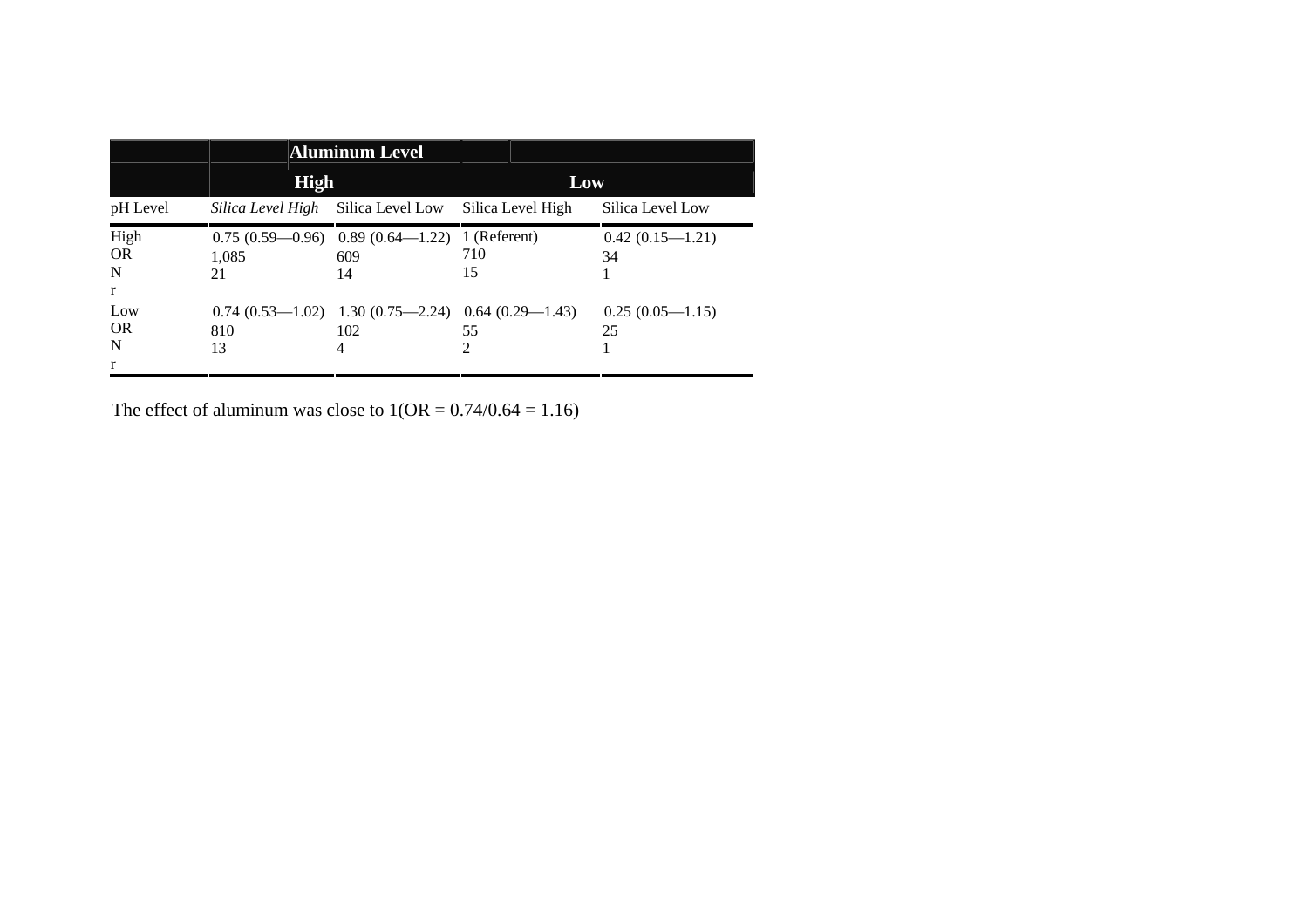| | Aluminum Level | | | |
|---|---|---|---|---|
| | High | | Low | |
| pH Level | *Silica Level High* | Silica Level Low | Silica Level High | Silica Level Low |
| High<br>OR<br>N<br>r | 0.75 (0.59—0.96)<br>1,085<br>21 | 0.89 (0.64—1.22)<br>609<br>14 | 1 (Referent)<br>710<br>15 | 0.42 (0.15—1.21)<br>34<br>1 |
| Low<br>OR<br>N<br>r | 0.74 (0.53—1.02)<br>810<br>13 | 1.30 (0.75—2.24)<br>102<br>4 | 0.64 (0.29—1.43)<br>55<br>2 | 0.25 (0.05—1.15)<br>25<br>1 |

The effect of aluminum was close to 1(OR = 0.74/0.64 = 1.16)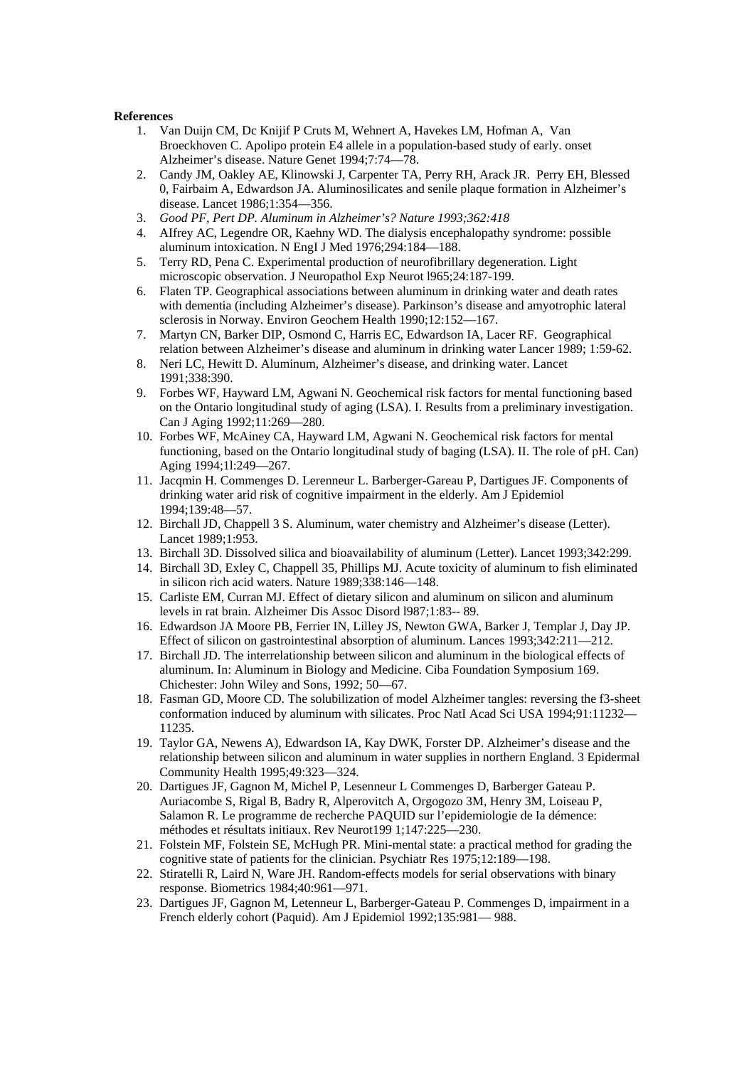**References**

1. Van Duijn CM, Dc Knijif P Cruts M, Wehnert A, Havekes LM, Hofman A, Van Broeckhoven C. Apolipo protein E4 allele in a population-based study of early. onset Alzheimer's disease. Nature Genet 1994;7:74—78.
2. Candy JM, Oakley AE, Klinowski J, Carpenter TA, Perry RH, Arack JR. Perry EH, Blessed 0, Fairbaim A, Edwardson JA. Aluminosilicates and senile plaque formation in Alzheimer's disease. Lancet 1986;1:354—356.
3. *Good PF, Pert DP. Aluminum in Alzheimer's? Nature 1993;362:418*
4. AIfrey AC, Legendre OR, Kaehny WD. The dialysis encephalopathy syndrome: possible aluminum intoxication. N EngI J Med 1976;294:184—188.
5. Terry RD, Pena C. Experimental production of neurofibrillary degeneration. Light microscopic observation. J Neuropathol Exp Neurot l965;24:187-199.
6. Flaten TP. Geographical associations between aluminum in drinking water and death rates with dementia (including Alzheimer's disease). Parkinson's disease and amyotrophic lateral sclerosis in Norway. Environ Geochem Health 1990;12:152—167.
7. Martyn CN, Barker DIP, Osmond C, Harris EC, Edwardson IA, Lacer RF. Geographical relation between Alzheimer's disease and aluminum in drinking water Lancer 1989; 1:59-62.
8. Neri LC, Hewitt D. Aluminum, Alzheimer's disease, and drinking water. Lancet 1991;338:390.
9. Forbes WF, Hayward LM, Agwani N. Geochemical risk factors for mental functioning based on the Ontario longitudinal study of aging (LSA). I. Results from a preliminary investigation. Can J Aging 1992;11:269—280.
10. Forbes WF, McAiney CA, Hayward LM, Agwani N. Geochemical risk factors for mental functioning, based on the Ontario longitudinal study of baging (LSA). II. The role of pH. Can) Aging 1994;1l:249—267.
11. Jacqmin H. Commenges D. Lerenneur L. Barberger-Gareau P, Dartigues JF. Components of drinking water arid risk of cognitive impairment in the elderly. Am J Epidemiol 1994;139:48—57.
12. Birchall JD, Chappell 3 S. Aluminum, water chemistry and Alzheimer's disease (Letter). Lancet 1989;1:953.
13. Birchall 3D. Dissolved silica and bioavailability of aluminum (Letter). Lancet 1993;342:299.
14. Birchall 3D, Exley C, Chappell 35, Phillips MJ. Acute toxicity of aluminum to fish eliminated in silicon rich acid waters. Nature 1989;338:146—148.
15. Carliste EM, Curran MJ. Effect of dietary silicon and aluminum on silicon and aluminum levels in rat brain. Alzheimer Dis Assoc Disord l987;1:83-- 89.
16. Edwardson JA Moore PB, Ferrier IN, Lilley JS, Newton GWA, Barker J, Templar J, Day JP. Effect of silicon on gastrointestinal absorption of aluminum. Lances 1993;342:211—212.
17. Birchall JD. The interrelationship between silicon and aluminum in the biological effects of aluminum. In: Aluminum in Biology and Medicine. Ciba Foundation Symposium 169. Chichester: John Wiley and Sons, 1992; 50—67.
18. Fasman GD, Moore CD. The solubilization of model Alzheimer tangles: reversing the f3-sheet conformation induced by aluminum with silicates. Proc NatI Acad Sci USA 1994;91:11232—11235.
19. Taylor GA, Newens A), Edwardson IA, Kay DWK, Forster DP. Alzheimer's disease and the relationship between silicon and aluminum in water supplies in northern England. 3 Epidermal Community Health 1995;49:323—324.
20. Dartigues JF, Gagnon M, Michel P, Lesenneur L Commenges D, Barberger Gateau P. Auriacombe S, Rigal B, Badry R, Alperovitch A, Orgogozo 3M, Henry 3M, Loiseau P, Salamon R. Le programme de recherche PAQUID sur l'epidemiologie de Ia démence: méthodes et résultats initiaux. Rev Neurot199 1;147:225—230.
21. Folstein MF, Folstein SE, McHugh PR. Mini-mental state: a practical method for grading the cognitive state of patients for the clinician. Psychiatr Res 1975;12:189—198.
22. Stiratelli R, Laird N, Ware JH. Random-effects models for serial observations with binary response. Biometrics 1984;40:961—971.
23. Dartigues JF, Gagnon M, Letenneur L, Barberger-Gateau P. Commenges D, impairment in a French elderly cohort (Paquid). Am J Epidemiol 1992;135:981— 988.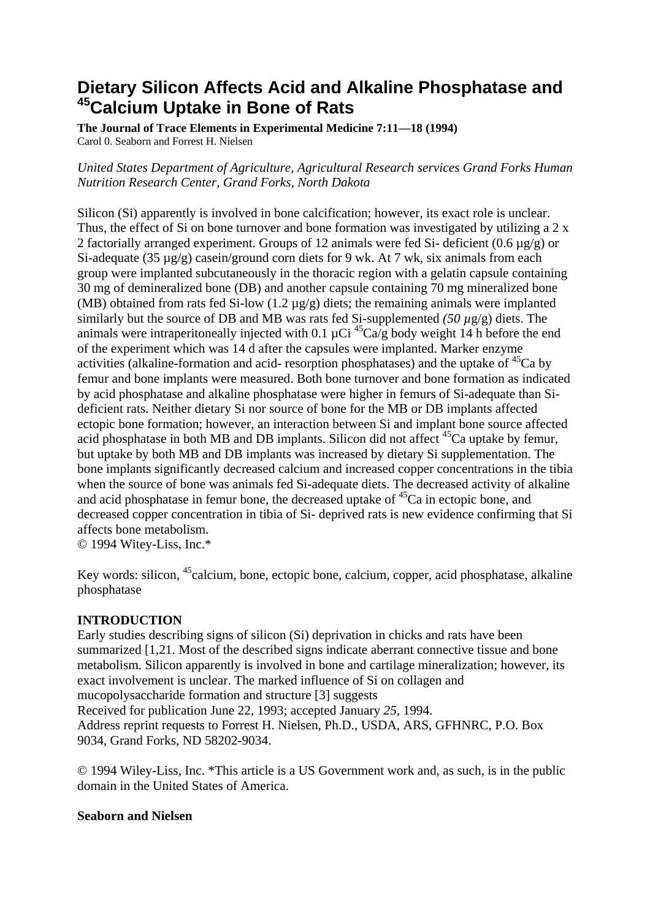# Dietary Silicon Affects Acid and Alkaline Phosphatase and 45Calcium Uptake in Bone of Rats

**The Journal of Trace Elements in Experimental Medicine 7:11—18 (1994)**
Carol 0. Seaborn and Forrest H. Nielsen

*United States Department of Agriculture, Agricultural Research services Grand Forks Human Nutrition Research Center, Grand Forks, North Dakota*

Silicon (Si) apparently is involved in bone calcification; however, its exact role is unclear. Thus, the effect of Si on bone turnover and bone formation was investigated by utilizing a 2 x 2 factorially arranged experiment. Groups of 12 animals were fed Si- deficient (0.6 µg/g) or Si-adequate (35 µg/g) casein/ground corn diets for 9 wk. At 7 wk, six animals from each group were implanted subcutaneously in the thoracic region with a gelatin capsule containing 30 mg of demineralized bone (DB) and another capsule containing 70 mg mineralized bone (MB) obtained from rats fed Si-low (1.2 µg/g) diets; the remaining animals were implanted similarly but the source of DB and MB was rats fed Si-supplemented *(50 µ*g/g) diets. The animals were intraperitoneally injected with 0.1 µCi $^{45}$Ca/g body weight 14 h before the end of the experiment which was 14 d after the capsules were implanted. Marker enzyme activities (alkaline-formation and acid- resorption phosphatases) and the uptake of $^{45}$Ca by femur and bone implants were measured. Both bone turnover and bone formation as indicated by acid phosphatase and alkaline phosphatase were higher in femurs of Si-adequate than Si-deficient rats. Neither dietary Si nor source of bone for the MB or DB implants affected ectopic bone formation; however, an interaction between Si and implant bone source affected acid phosphatase in both MB and DB implants. Silicon did not affect $^{45}$Ca uptake by femur, but uptake by both MB and DB implants was increased by dietary Si supplementation. The bone implants significantly decreased calcium and increased copper concentrations in the tibia when the source of bone was animals fed Si-adequate diets. The decreased activity of alkaline and acid phosphatase in femur bone, the decreased uptake of $^{45}$Ca in ectopic bone, and decreased copper concentration in tibia of Si- deprived rats is new evidence confirming that Si affects bone metabolism.
© 1994 Witey-Liss, Inc.*

Key words: silicon, $^{45}$calcium, bone, ectopic bone, calcium, copper, acid phosphatase, alkaline phosphatase

**INTRODUCTION**
Early studies describing signs of silicon (Si) deprivation in chicks and rats have been summarized [1,21. Most of the described signs indicate aberrant connective tissue and bone metabolism. Silicon apparently is involved in bone and cartilage mineralization; however, its exact involvement is unclear. The marked influence of Si on collagen and mucopolysaccharide formation and structure [3] suggests
Received for publication June 22, 1993; accepted January *25,* 1994.
Address reprint requests to Forrest H. Nielsen, Ph.D., USDA, ARS, GFHNRC, P.O. Box 9034, Grand Forks, ND 58202-9034.

© 1994 Wiley-Liss, Inc. *This article is a US Government work and, as such, is in the public domain in the United States of America.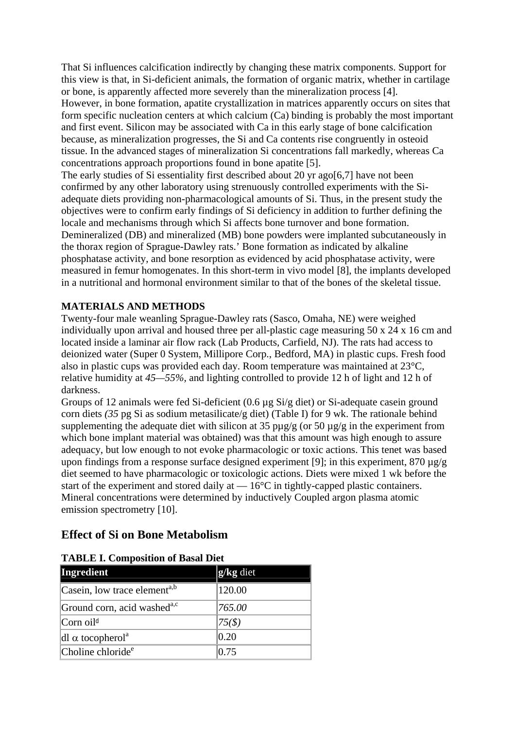That Si influences calcification indirectly by changing these matrix components. Support for this view is that, in Si-deficient animals, the formation of organic matrix, whether in cartilage or bone, is apparently affected more severely than the mineralization process [4].
However, in bone formation, apatite crystallization in matrices apparently occurs on sites that form specific nucleation centers at which calcium (Ca) binding is probably the most important and first event. Silicon may be associated with Ca in this early stage of bone calcification because, as mineralization progresses, the Si and Ca contents rise congruently in osteoid tissue. In the advanced stages of mineralization Si concentrations fall markedly, whereas Ca concentrations approach proportions found in bone apatite [5].
The early studies of Si essentiality first described about 20 yr ago[6,7] have not been confirmed by any other laboratory using strenuously controlled experiments with the Si-adequate diets providing non-pharmacological amounts of Si. Thus, in the present study the objectives were to confirm early findings of Si deficiency in addition to further defining the locale and mechanisms through which Si affects bone turnover and bone formation. Demineralized (DB) and mineralized (MB) bone powders were implanted subcutaneously in the thorax region of Sprague-Dawley rats.' Bone formation as indicated by alkaline phosphatase activity, and bone resorption as evidenced by acid phosphatase activity, were measured in femur homogenates. In this short-term in vivo model [8], the implants developed in a nutritional and hormonal environment similar to that of the bones of the skeletal tissue.

**MATERIALS AND METHODS**

Twenty-four male weanling Sprague-Dawley rats (Sasco, Omaha, NE) were weighed individually upon arrival and housed three per all-plastic cage measuring 50 x 24 x 16 cm and located inside a laminar air flow rack (Lab Products, Carfield, NJ). The rats had access to deionized water (Super 0 System, Millipore Corp., Bedford, MA) in plastic cups. Fresh food also in plastic cups was provided each day. Room temperature was maintained at 23°C, relative humidity at *45—55%,* and lighting controlled to provide 12 h of light and 12 h of darkness.
Groups of 12 animals were fed Si-deficient (0.6 µg Si/g diet) or Si-adequate casein ground corn diets *(35* pg Si as sodium metasilicate/g diet) (Table I) for 9 wk. The rationale behind supplementing the adequate diet with silicon at 35 pµg/g (or 50 µg/g in the experiment from which bone implant material was obtained) was that this amount was high enough to assure adequacy, but low enough to not evoke pharmacologic or toxic actions. This tenet was based upon findings from a response surface designed experiment [9]; in this experiment, 870 µg/g diet seemed to have pharmacologic or toxicologic actions. Diets were mixed 1 wk before the start of the experiment and stored daily at — 16°C in tightly-capped plastic containers. Mineral concentrations were determined by inductively Coupled argon plasma atomic emission spectrometry [10].

## Effect of Si on Bone Metabolism

**TABLE I. Composition of Basal Diet**

| Ingredient | g/kg diet |
|---|---|
| Casein, low trace element[a,b] | 120.00 |
| Ground corn, acid washed[a,c] | *765.00* |
| Corn oil[d] | *75($)* |
| dl α tocopherol[a] | 0.20 |
| Choline chloride[e] | 0.75 |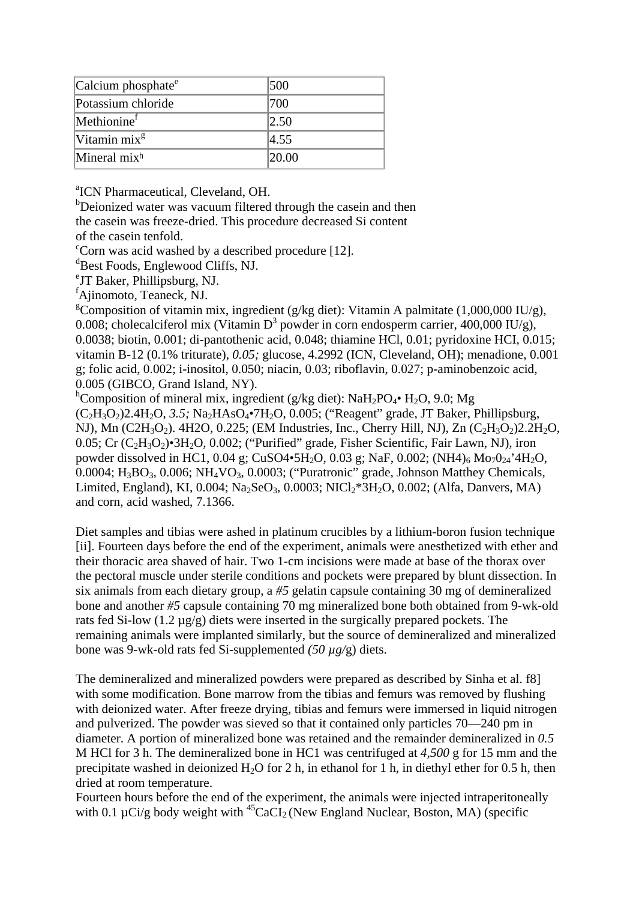| Calcium phosphate[e] | 500 |
|---|---|
| Potassium chloride | 700 |
| Methionine[f] | 2.50 |
| Vitamin mix[g] | 4.55 |
| Mineral mix[h] | 20.00 |

[a]ICN Pharmaceutical, Cleveland, OH.
[b]Deionized water was vacuum filtered through the casein and then the casein was freeze-dried. This procedure decreased Si content of the casein tenfold.
[c]Corn was acid washed by a described procedure [12].
[d]Best Foods, Englewood Cliffs, NJ.
[e]JT Baker, Phillipsburg, NJ.
[f]Ajinomoto, Teaneck, NJ.
[g]Composition of vitamin mix, ingredient (g/kg diet): Vitamin A palmitate (1,000,000 IU/g), 0.008; cholecalciferol mix (Vitamin $D^3$ powder in corn endosperm carrier, 400,000 IU/g), 0.0038; biotin, 0.001; di-pantothenic acid, 0.048; thiamine HCl, 0.01; pyridoxine HCI, 0.015; vitamin B-12 (0.1% triturate), *0.05;* glucose, 4.2992 (ICN, Cleveland, OH); menadione, 0.001 g; folic acid, 0.002; i-inositol, 0.050; niacin, 0.03; riboflavin, 0.027; p-aminobenzoic acid, 0.005 (GIBCO, Grand Island, NY).
[h]Composition of mineral mix, ingredient (g/kg diet): $NaH_2PO_4 \cdot H_2O$, 9.0; Mg $(C_2H_3O_2)2.4H_2O$, *3.5;* $Na_2HAsO_4 \cdot 7H_2O$, 0.005; ("Reagent" grade, JT Baker, Phillipsburg, NJ), Mn $(C2H_3O_2)$. 4H2O, 0.225; (EM Industries, Inc., Cherry Hill, NJ), Zn $(C_2H_3O_2)2.2H_2O$, 0.05; Cr $(C_2H_3O_2) \cdot 3H_2O$, 0.002; ("Purified" grade, Fisher Scientific, Fair Lawn, NJ), iron powder dissolved in HC1, 0.04 g; $CuSO4 \cdot 5H_2O$, 0.03 g; NaF, 0.002; $(NH4)_6$ $Mo_70_{24}$'$4H_2O$, 0.0004; $H_3BO_3$, 0.006; $NH_4VO_3$, 0.0003; ("Puratronic" grade, Johnson Matthey Chemicals, Limited, England), KI, 0.004; $Na_2SeO_3$, 0.0003; $NICl_2$*$3H_2O$, 0.002; (Alfa, Danvers, MA) and corn, acid washed, 7.1366.

Diet samples and tibias were ashed in platinum crucibles by a lithium-boron fusion technique [ii]. Fourteen days before the end of the experiment, animals were anesthetized with ether and their thoracic area shaved of hair. Two 1-cm incisions were made at base of the thorax over the pectoral muscle under sterile conditions and pockets were prepared by blunt dissection. In six animals from each dietary group, a *#5* gelatin capsule containing 30 mg of demineralized bone and another *#5* capsule containing 70 mg mineralized bone both obtained from 9-wk-old rats fed Si-low (1.2 µg/g) diets were inserted in the surgically prepared pockets. The remaining animals were implanted similarly, but the source of demineralized and mineralized bone was 9-wk-old rats fed Si-supplemented *(50 µg/*g) diets.

The demineralized and mineralized powders were prepared as described by Sinha et al. f8] with some modification. Bone marrow from the tibias and femurs was removed by flushing with deionized water. After freeze drying, tibias and femurs were immersed in liquid nitrogen and pulverized. The powder was sieved so that it contained only particles 70—240 pm in diameter. A portion of mineralized bone was retained and the remainder demineralized in *0.5* M HCl for 3 h. The demineralized bone in HC1 was centrifuged at *4,500* g for 15 mm and the precipitate washed in deionized $H_2O$ for 2 h, in ethanol for 1 h, in diethyl ether for 0.5 h, then dried at room temperature.
Fourteen hours before the end of the experiment, the animals were injected intraperitoneally with 0.1 µCi/g body weight with $^{45}CaCI_2$ (New England Nuclear, Boston, MA) (specific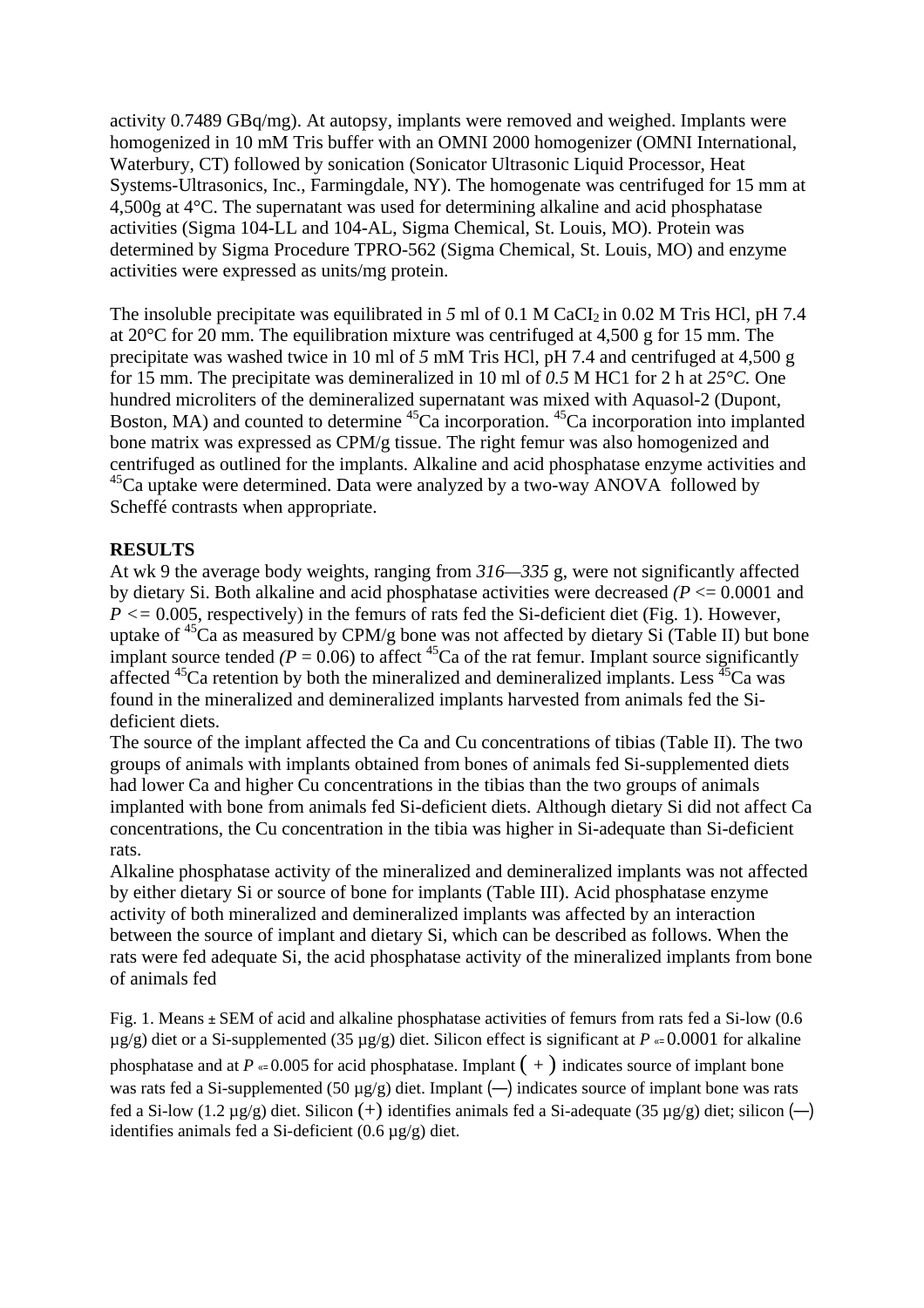activity 0.7489 GBq/mg). At autopsy, implants were removed and weighed. Implants were homogenized in 10 mM Tris buffer with an OMNI 2000 homogenizer (OMNI International, Waterbury, CT) followed by sonication (Sonicator Ultrasonic Liquid Processor, Heat Systems-Ultrasonics, Inc., Farmingdale, NY). The homogenate was centrifuged for 15 mm at 4,500g at 4°C. The supernatant was used for determining alkaline and acid phosphatase activities (Sigma 104-LL and 104-AL, Sigma Chemical, St. Louis, MO). Protein was determined by Sigma Procedure TPRO-562 (Sigma Chemical, St. Louis, MO) and enzyme activities were expressed as units/mg protein.

The insoluble precipitate was equilibrated in *5* ml of 0.1 M $CaCI_2$ in 0.02 M Tris HCl, pH 7.4 at 20°C for 20 mm. The equilibration mixture was centrifuged at 4,500 g for 15 mm. The precipitate was washed twice in 10 ml of *5* mM Tris HCl, pH 7.4 and centrifuged at 4,500 g for 15 mm. The precipitate was demineralized in 10 ml of *0.5* M HC1 for 2 h at *25°C.* One hundred microliters of the demineralized supernatant was mixed with Aquasol-2 (Dupont, Boston, MA) and counted to determine $^{45}$Ca incorporation. $^{45}$Ca incorporation into implanted bone matrix was expressed as CPM/g tissue. The right femur was also homogenized and centrifuged as outlined for the implants. Alkaline and acid phosphatase enzyme activities and $^{45}$Ca uptake were determined. Data were analyzed by a two-way ANOVA followed by Scheffé contrasts when appropriate.

## RESULTS

At wk 9 the average body weights, ranging from *316—335* g, were not significantly affected by dietary Si. Both alkaline and acid phosphatase activities were decreased *(P* $<= 0.0001$ and $P <= 0.005$, respectively) in the femurs of rats fed the Si-deficient diet (Fig. 1). However, uptake of $^{45}$Ca as measured by CPM/g bone was not affected by dietary Si (Table II) but bone implant source tended *(P* = 0.06) to affect $^{45}$Ca of the rat femur. Implant source significantly affected $^{45}$Ca retention by both the mineralized and demineralized implants. Less $^{45}$Ca was found in the mineralized and demineralized implants harvested from animals fed the Si-deficient diets.

The source of the implant affected the Ca and Cu concentrations of tibias (Table II). The two groups of animals with implants obtained from bones of animals fed Si-supplemented diets had lower Ca and higher Cu concentrations in the tibias than the two groups of animals implanted with bone from animals fed Si-deficient diets. Although dietary Si did not affect Ca concentrations, the Cu concentration in the tibia was higher in Si-adequate than Si-deficient rats.

Alkaline phosphatase activity of the mineralized and demineralized implants was not affected by either dietary Si or source of bone for implants (Table III). Acid phosphatase enzyme activity of both mineralized and demineralized implants was affected by an interaction between the source of implant and dietary Si, which can be described as follows. When the rats were fed adequate Si, the acid phosphatase activity of the mineralized implants from bone of animals fed

Fig. 1. Means ± SEM of acid and alkaline phosphatase activities of femurs from rats fed a Si-low (0.6 µg/g) diet or a Si-supplemented (35 µg/g) diet. Silicon effect is significant at $P <= 0.0001$ for alkaline phosphatase and at $P <= 0.005$ for acid phosphatase. Implant ( + ) indicates source of implant bone was rats fed a Si-supplemented (50 µg/g) diet. Implant (—) indicates source of implant bone was rats fed a Si-low (1.2 µg/g) diet. Silicon (+) identifies animals fed a Si-adequate (35 µg/g) diet; silicon (—) identifies animals fed a Si-deficient (0.6 µg/g) diet.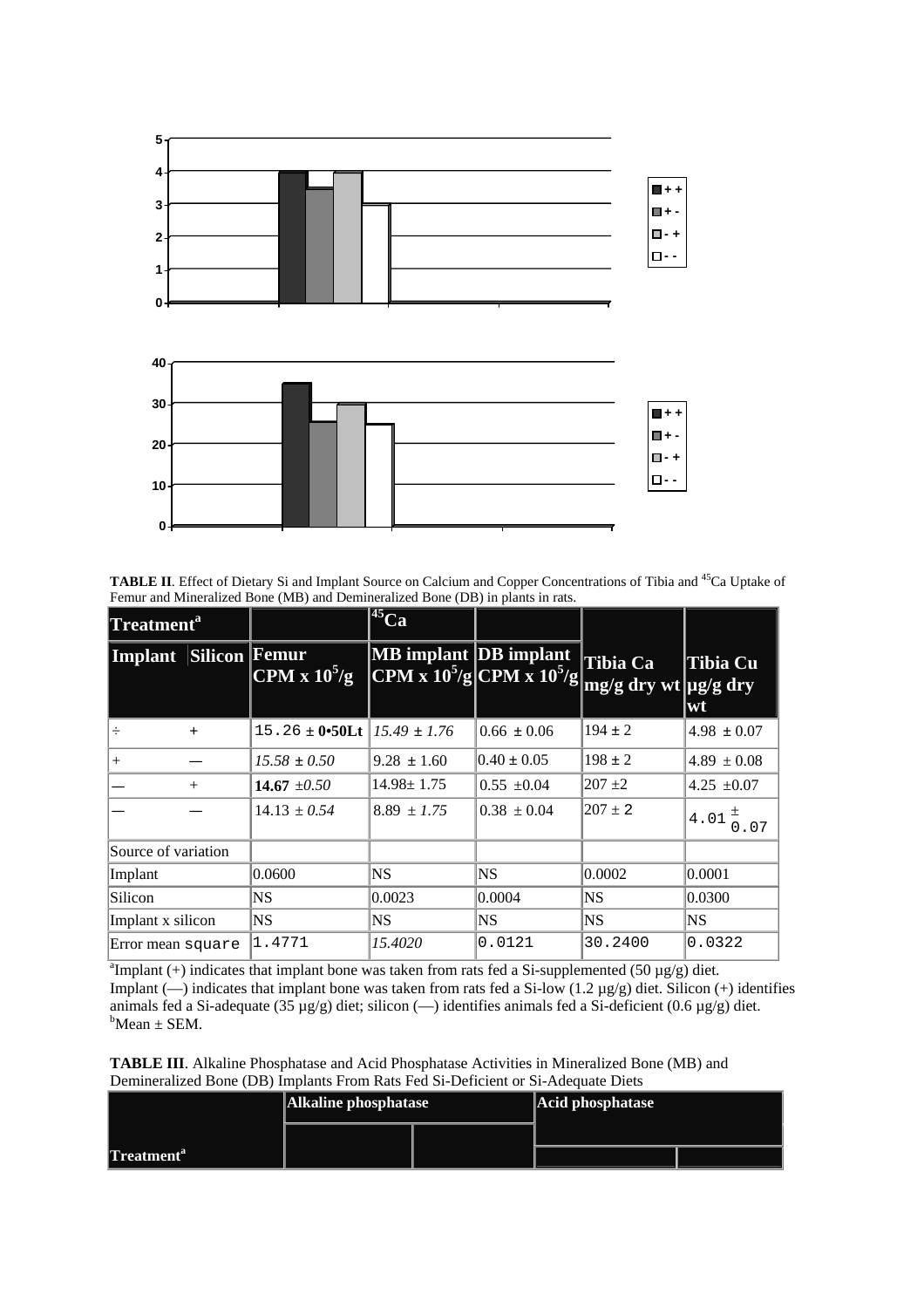**TABLE II**. Effect of Dietary Si and Implant Source on Calcium and Copper Concentrations of Tibia and $^{45}$Ca Uptake of Femur and Mineralized Bone (MB) and Demineralized Bone (DB) in plants in rats.

| Treatment[a] | | $^{45}$Ca | | | | |
|---|---|---|---|---|---|---|
| Implant | Silicon | Femur CPM x $10^5$/g | MB implant CPM x $10^5$/g | DB implant CPM x $10^5$/g | Tibia Ca mg/g dry wt | Tibia Cu µg/g dry wt |
| ÷ | + | 15.26 ± 0•50Lt | *15.49 ± 1.76* | 0.66 ± 0.06 | 194 ± 2 | 4.98 ± 0.07 |
| + | — | *15.58 ± 0.50* | 9.28 ± 1.60 | 0.40 ± 0.05 | 198 ± 2 | 4.89 ± 0.08 |
| — | + | **14.67** ±*0.50* | 14.98± 1.75 | 0.55 ±0.04 | 207 ±2 | 4.25 ±0.07 |
| — | — | 14.13 ± *0.54* | 8.89 ± *1.75* | 0.38 ± 0.04 | 207 ± 2 | 4.01 ± 0.07 |
| Source of variation | | | | | | |
| Implant | | 0.0600 | NS | NS | 0.0002 | 0.0001 |
| Silicon | | NS | 0.0023 | 0.0004 | NS | 0.0300 |
| Implant x silicon | | NS | NS | NS | NS | NS |
| Error mean square | | 1.4771 | *15.4020* | 0.0121 | 30.2400 | 0.0322 |

[a]Implant (+) indicates that implant bone was taken from rats fed a Si-supplemented (50 µg/g) diet. Implant (—) indicates that implant bone was taken from rats fed a Si-low (1.2 µg/g) diet. Silicon (+) identifies animals fed a Si-adequate (35 µg/g) diet; silicon (—) identifies animals fed a Si-deficient (0.6 µg/g) diet.
[b]Mean ± SEM.

**TABLE III**. Alkaline Phosphatase and Acid Phosphatase Activities in Mineralized Bone (MB) and Demineralized Bone (DB) Implants From Rats Fed Si-Deficient or Si-Adequate Diets

| Treatment[a] | Alkaline phosphatase | | Acid phosphatase | |
|---|---|---|---|---|
| | | | | |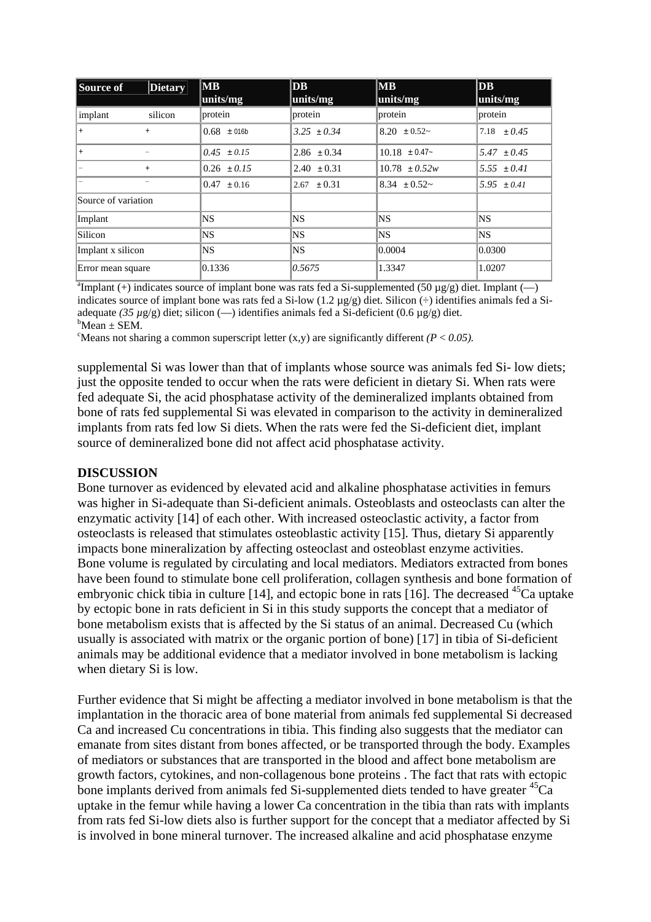| Source of implant | Dietary silicon | MB units/mg protein | DB units/mg protein | MB units/mg protein | DB units/mg protein |
|---|---|---|---|---|---|
| + | + | 0.68 ± 016b | 3.25 ± 0.34 | 8.20 ± 0.52~ | 7.18 ± 0.45 |
| + | – | 0.45 ± 0.15 | 2.86 ± 0.34 | 10.18 ± 0.47~ | 5.47 ± 0.45 |
| – | + | 0.26 ± 0.15 | 2.40 ± 0.31 | 10.78 ± 0.52w | 5.55 ± 0.41 |
| – | – | 0.47 ± 0.16 | 2.67 ± 0.31 | 8.34 ± 0.52~ | 5.95 ± 0.41 |
| Source of variation | | | | | |
| Implant | | NS | NS | NS | NS |
| Silicon | | NS | NS | NS | NS |
| Implant x silicon | | NS | NS | 0.0004 | 0.0300 |
| Error mean square | | 0.1336 | 0.5675 | 1.3347 | 1.0207 |

[a]Implant (+) indicates source of implant bone was rats fed a Si-supplemented (50 µg/g) diet. Implant (—) indicates source of implant bone was rats fed a Si-low (1.2 µg/g) diet. Silicon (÷) identifies animals fed a Si-adequate *(35 µ*g/g) diet; silicon (—) identifies animals fed a Si-deficient (0.6 µg/g) diet.
[b]Mean ± SEM.
[c]Means not sharing a common superscript letter (x,y) are significantly different *(P < 0.05).*

supplemental Si was lower than that of implants whose source was animals fed Si- low diets; just the opposite tended to occur when the rats were deficient in dietary Si. When rats were fed adequate Si, the acid phosphatase activity of the demineralized implants obtained from bone of rats fed supplemental Si was elevated in comparison to the activity in demineralized implants from rats fed low Si diets. When the rats were fed the Si-deficient diet, implant source of demineralized bone did not affect acid phosphatase activity.

**DISCUSSION**

Bone turnover as evidenced by elevated acid and alkaline phosphatase activities in femurs was higher in Si-adequate than Si-deficient animals. Osteoblasts and osteoclasts can alter the enzymatic activity [14] of each other. With increased osteoclastic activity, a factor from osteoclasts is released that stimulates osteoblastic activity [15]. Thus, dietary Si apparently impacts bone mineralization by affecting osteoclast and osteoblast enzyme activities.
Bone volume is regulated by circulating and local mediators. Mediators extracted from bones have been found to stimulate bone cell proliferation, collagen synthesis and bone formation of embryonic chick tibia in culture [14], and ectopic bone in rats [16]. The decreased $^{45}$Ca uptake by ectopic bone in rats deficient in Si in this study supports the concept that a mediator of bone metabolism exists that is affected by the Si status of an animal. Decreased Cu (which usually is associated with matrix or the organic portion of bone) [17] in tibia of Si-deficient animals may be additional evidence that a mediator involved in bone metabolism is lacking when dietary Si is low.

Further evidence that Si might be affecting a mediator involved in bone metabolism is that the implantation in the thoracic area of bone material from animals fed supplemental Si decreased Ca and increased Cu concentrations in tibia. This finding also suggests that the mediator can emanate from sites distant from bones affected, or be transported through the body. Examples of mediators or substances that are transported in the blood and affect bone metabolism are growth factors, cytokines, and non-collagenous bone proteins . The fact that rats with ectopic bone implants derived from animals fed Si-supplemented diets tended to have greater $^{45}$Ca uptake in the femur while having a lower Ca concentration in the tibia than rats with implants from rats fed Si-low diets also is further support for the concept that a mediator affected by Si is involved in bone mineral turnover. The increased alkaline and acid phosphatase enzyme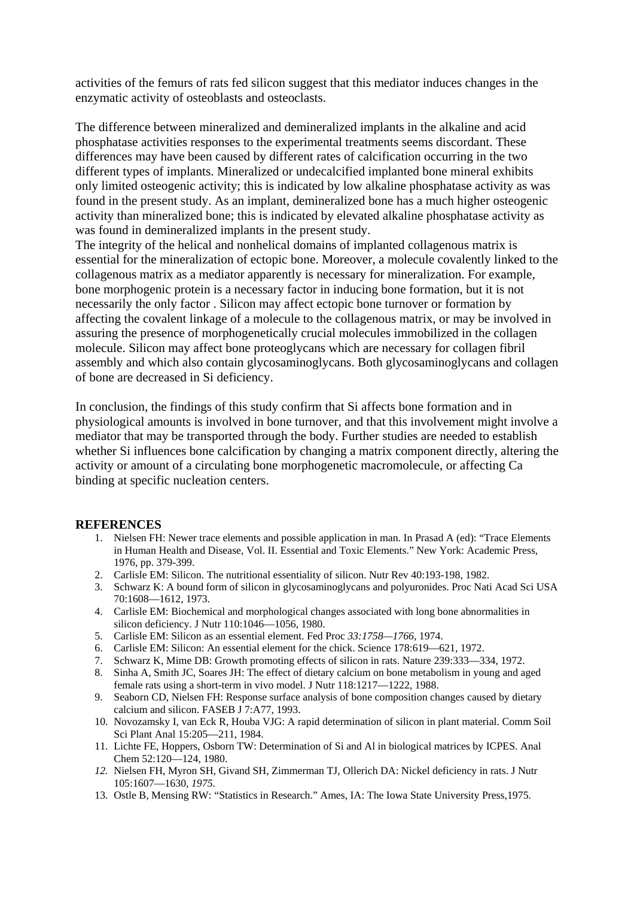activities of the femurs of rats fed silicon suggest that this mediator induces changes in the enzymatic activity of osteoblasts and osteoclasts.

The difference between mineralized and demineralized implants in the alkaline and acid phosphatase activities responses to the experimental treatments seems discordant. These differences may have been caused by different rates of calcification occurring in the two different types of implants. Mineralized or undecalcified implanted bone mineral exhibits only limited osteogenic activity; this is indicated by low alkaline phosphatase activity as was found in the present study. As an implant, demineralized bone has a much higher osteogenic activity than mineralized bone; this is indicated by elevated alkaline phosphatase activity as was found in demineralized implants in the present study.
The integrity of the helical and nonhelical domains of implanted collagenous matrix is essential for the mineralization of ectopic bone. Moreover, a molecule covalently linked to the collagenous matrix as a mediator apparently is necessary for mineralization. For example, bone morphogenic protein is a necessary factor in inducing bone formation, but it is not necessarily the only factor . Silicon may affect ectopic bone turnover or formation by affecting the covalent linkage of a molecule to the collagenous matrix, or may be involved in assuring the presence of morphogenetically crucial molecules immobilized in the collagen molecule. Silicon may affect bone proteoglycans which are necessary for collagen fibril assembly and which also contain glycosaminoglycans. Both glycosaminoglycans and collagen of bone are decreased in Si deficiency.

In conclusion, the findings of this study confirm that Si affects bone formation and in physiological amounts is involved in bone turnover, and that this involvement might involve a mediator that may be transported through the body. Further studies are needed to establish whether Si influences bone calcification by changing a matrix component directly, altering the activity or amount of a circulating bone morphogenetic macromolecule, or affecting Ca binding at specific nucleation centers.

## REFERENCES

1. Nielsen FH: Newer trace elements and possible application in man. In Prasad A (ed): “Trace Elements in Human Health and Disease, Vol. II. Essential and Toxic Elements.” New York: Academic Press, 1976, pp. 379-399.
2. Carlisle EM: Silicon. The nutritional essentiality of silicon. Nutr Rev 40:193-198, 1982.
3. Schwarz K: A bound form of silicon in glycosaminoglycans and polyuronides. Proc Nati Acad Sci USA 70:1608—1612, 1973.
4. Carlisle EM: Biochemical and morphological changes associated with long bone abnormalities in silicon deficiency. J Nutr 110:1046—1056, 1980.
5. Carlisle EM: Silicon as an essential element. Fed Proc *33:1758—1766*, 1974.
6. Carlisle EM: Silicon: An essential element for the chick. Science 178:619—621, 1972.
7. Schwarz K, Mime DB: Growth promoting effects of silicon in rats. Nature 239:333—334, 1972.
8. Sinha A, Smith JC, Soares JH: The effect of dietary calcium on bone metabolism in young and aged female rats using a short-term in vivo model. J Nutr 118:1217—1222, 1988.
9. Seaborn CD, Nielsen FH: Response surface analysis of bone composition changes caused by dietary calcium and silicon. FASEB J 7:A77, 1993.
10. Novozamsky I, van Eck R, Houba VJG: A rapid determination of silicon in plant material. Comm Soil Sci Plant Anal 15:205—211, 1984.
11. Lichte FE, Hoppers, Osborn TW: Determination of Si and Al in biological matrices by ICPES. Anal Chem 52:120—124, 1980.
12. Nielsen FH, Myron SH, Givand SH, Zimmerman TJ, Ollerich DA: Nickel deficiency in rats. J Nutr 105:1607—1630, *1975.*
13. Ostle B, Mensing RW: “Statistics in Research.” Ames, IA: The Iowa State University Press,1975.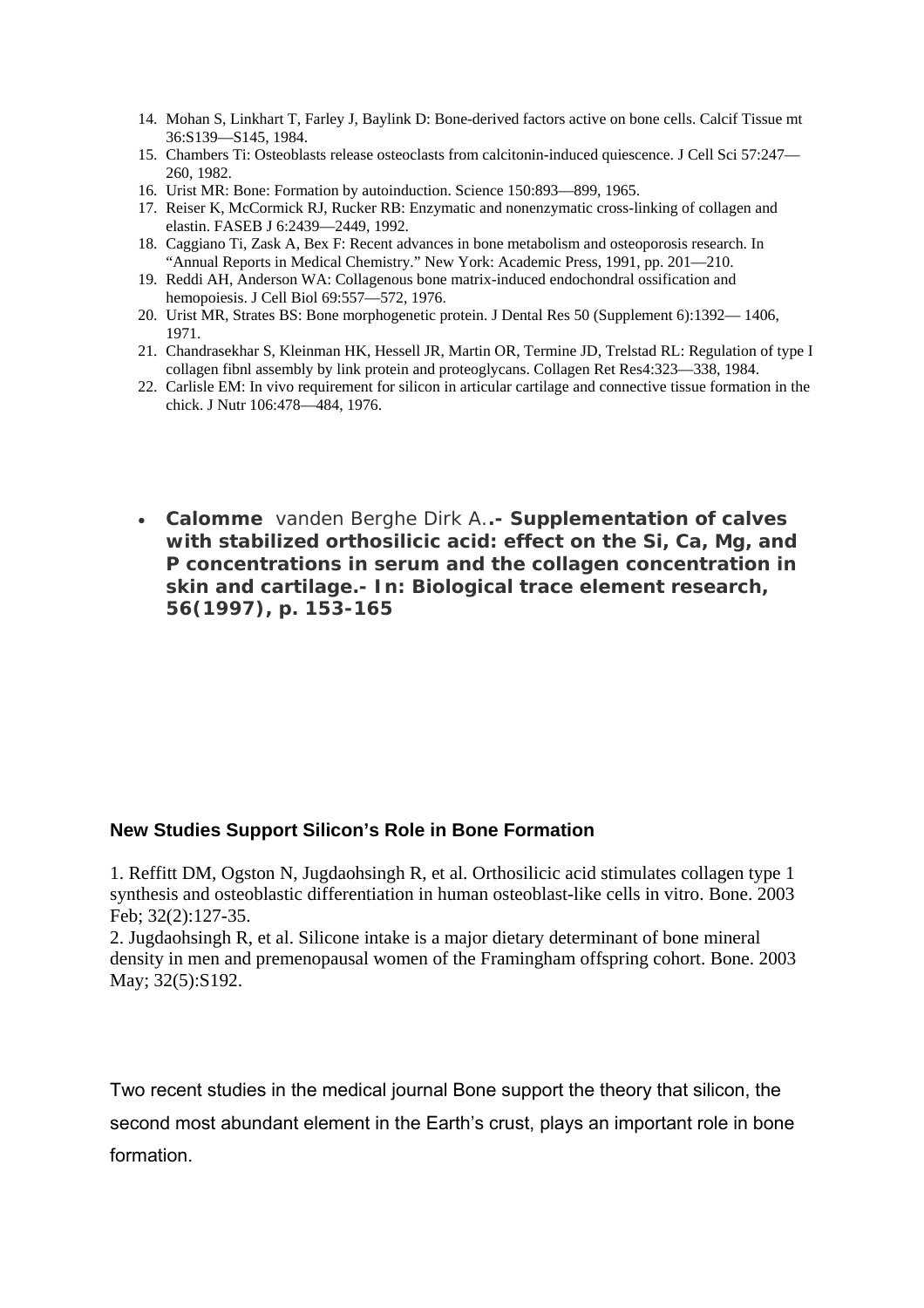14. Mohan S, Linkhart T, Farley J, Baylink D: Bone-derived factors active on bone cells. Calcif Tissue mt 36:S139—S145, 1984.
15. Chambers Ti: Osteoblasts release osteoclasts from calcitonin-induced quiescence. J Cell Sci 57:247—260, 1982.
16. Urist MR: Bone: Formation by autoinduction. Science 150:893—899, 1965.
17. Reiser K, McCormick RJ, Rucker RB: Enzymatic and nonenzymatic cross-linking of collagen and elastin. FASEB J 6:2439—2449, 1992.
18. Caggiano Ti, Zask A, Bex F: Recent advances in bone metabolism and osteoporosis research. In "Annual Reports in Medical Chemistry." New York: Academic Press, 1991, pp. 201—210.
19. Reddi AH, Anderson WA: Collagenous bone matrix-induced endochondral ossification and hemopoiesis. J Cell Biol 69:557—572, 1976.
20. Urist MR, Strates BS: Bone morphogenetic protein. J Dental Res 50 (Supplement 6):1392— 1406, 1971.
21. Chandrasekhar S, Kleinman HK, Hessell JR, Martin OR, Termine JD, Trelstad RL: Regulation of type I collagen fibnl assembly by link protein and proteoglycans. Collagen Ret Res4:323—338, 1984.
22. Carlisle EM: In vivo requirement for silicon in articular cartilage and connective tissue formation in the chick. J Nutr 106:478—484, 1976.

- **Calomme** vanden Berghe Dirk A.**.- Supplementation of calves with stabilized orthosilicic acid: effect on the Si, Ca, Mg, and P concentrations in serum and the collagen concentration in skin and cartilage.- In: Biological trace element research, 56(1997), p. 153-165**

### New Studies Support Silicon's Role in Bone Formation

1. Reffitt DM, Ogston N, Jugdaohsingh R, et al. Orthosilicic acid stimulates collagen type 1 synthesis and osteoblastic differentiation in human osteoblast-like cells in vitro. Bone. 2003 Feb; 32(2):127-35.
2. Jugdaohsingh R, et al. Silicone intake is a major dietary determinant of bone mineral density in men and premenopausal women of the Framingham offspring cohort. Bone. 2003 May; 32(5):S192.

Two recent studies in the medical journal Bone support the theory that silicon, the second most abundant element in the Earth's crust, plays an important role in bone formation.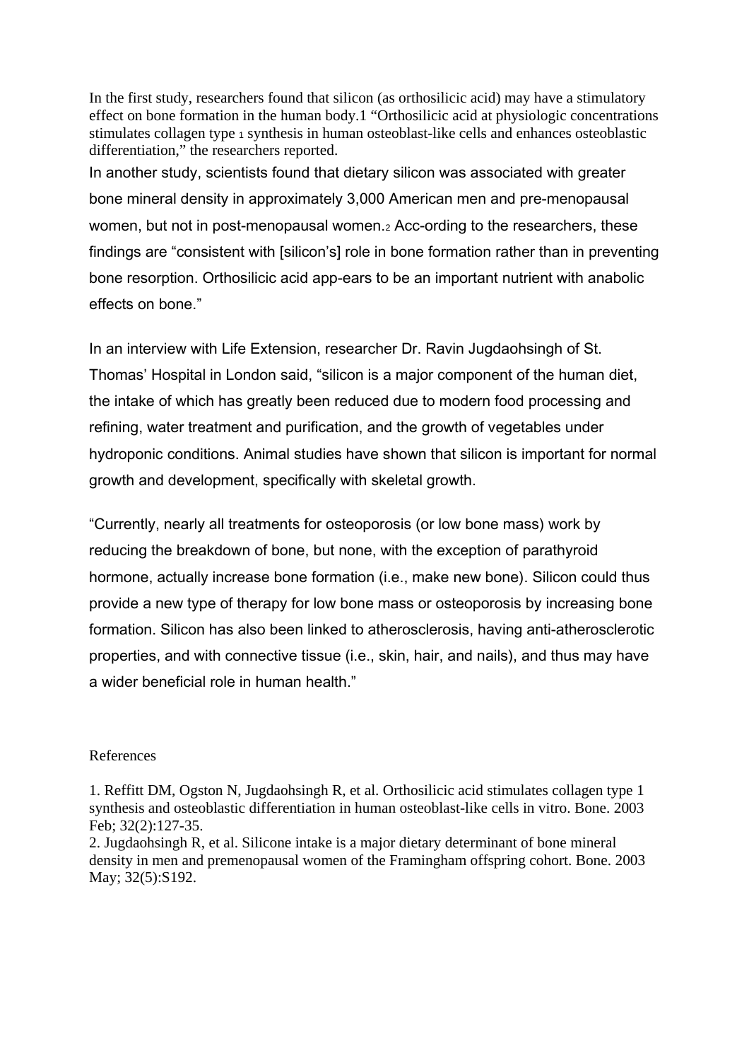In the first study, researchers found that silicon (as orthosilicic acid) may have a stimulatory effect on bone formation in the human body.[1] "Orthosilicic acid at physiologic concentrations stimulates collagen type 1 synthesis in human osteoblast-like cells and enhances osteoblastic differentiation," the researchers reported.

In another study, scientists found that dietary silicon was associated with greater bone mineral density in approximately 3,000 American men and pre-menopausal women, but not in post-menopausal women.[2] Acc-ording to the researchers, these findings are "consistent with [silicon's] role in bone formation rather than in preventing bone resorption. Orthosilicic acid app-ears to be an important nutrient with anabolic effects on bone."

In an interview with Life Extension, researcher Dr. Ravin Jugdaohsingh of St. Thomas' Hospital in London said, "silicon is a major component of the human diet, the intake of which has greatly been reduced due to modern food processing and refining, water treatment and purification, and the growth of vegetables under hydroponic conditions. Animal studies have shown that silicon is important for normal growth and development, specifically with skeletal growth.

"Currently, nearly all treatments for osteoporosis (or low bone mass) work by reducing the breakdown of bone, but none, with the exception of parathyroid hormone, actually increase bone formation (i.e., make new bone). Silicon could thus provide a new type of therapy for low bone mass or osteoporosis by increasing bone formation. Silicon has also been linked to atherosclerosis, having anti-atherosclerotic properties, and with connective tissue (i.e., skin, hair, and nails), and thus may have a wider beneficial role in human health."

References

1. Reffitt DM, Ogston N, Jugdaohsingh R, et al. Orthosilicic acid stimulates collagen type 1 synthesis and osteoblastic differentiation in human osteoblast-like cells in vitro. Bone. 2003 Feb; 32(2):127-35.
2. Jugdaohsingh R, et al. Silicone intake is a major dietary determinant of bone mineral density in men and premenopausal women of the Framingham offspring cohort. Bone. 2003 May; 32(5):S192.